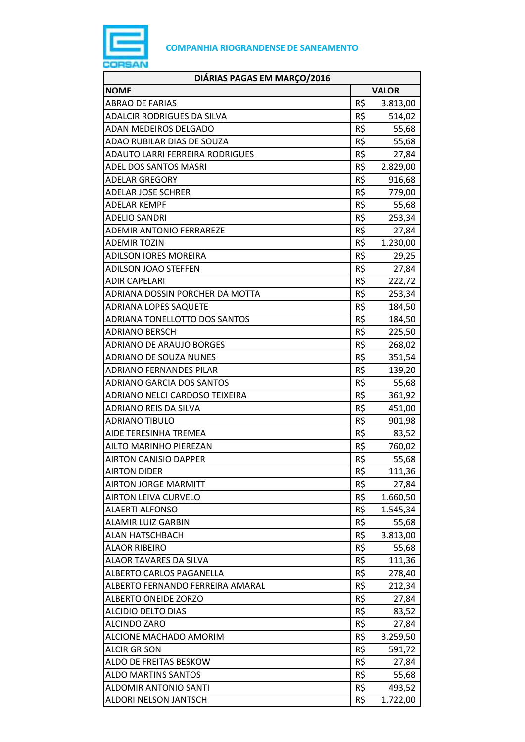**COMPANHIA RIOGRANDENSE DE SANEAMENTO**

| DIÁRIAS PAGAS EM MARÇO/2016 | |
|---|---|
| **NOME** | **VALOR** |
| ABRAO DE FARIAS | R$ 3.813,00 |
| ADALCIR RODRIGUES DA SILVA | R$ 514,02 |
| ADAN MEDEIROS DELGADO | R$ 55,68 |
| ADAO RUBILAR DIAS DE SOUZA | R$ 55,68 |
| ADAUTO LARRI FERREIRA RODRIGUES | R$ 27,84 |
| ADEL DOS SANTOS MASRI | R$ 2.829,00 |
| ADELAR GREGORY | R$ 916,68 |
| ADELAR JOSE SCHRER | R$ 779,00 |
| ADELAR KEMPF | R$ 55,68 |
| ADELIO SANDRI | R$ 253,34 |
| ADEMIR ANTONIO FERRAREZE | R$ 27,84 |
| ADEMIR TOZIN | R$ 1.230,00 |
| ADILSON IORES MOREIRA | R$ 29,25 |
| ADILSON JOAO STEFFEN | R$ 27,84 |
| ADIR CAPELARI | R$ 222,72 |
| ADRIANA DOSSIN PORCHER DA MOTTA | R$ 253,34 |
| ADRIANA LOPES SAQUETE | R$ 184,50 |
| ADRIANA TONELLOTTO DOS SANTOS | R$ 184,50 |
| ADRIANO BERSCH | R$ 225,50 |
| ADRIANO DE ARAUJO BORGES | R$ 268,02 |
| ADRIANO DE SOUZA NUNES | R$ 351,54 |
| ADRIANO FERNANDES PILAR | R$ 139,20 |
| ADRIANO GARCIA DOS SANTOS | R$ 55,68 |
| ADRIANO NELCI CARDOSO TEIXEIRA | R$ 361,92 |
| ADRIANO REIS DA SILVA | R$ 451,00 |
| ADRIANO TIBULO | R$ 901,98 |
| AIDE TERESINHA TREMEA | R$ 83,52 |
| AILTO MARINHO PIEREZAN | R$ 760,02 |
| AIRTON CANISIO DAPPER | R$ 55,68 |
| AIRTON DIDER | R$ 111,36 |
| AIRTON JORGE MARMITT | R$ 27,84 |
| AIRTON LEIVA CURVELO | R$ 1.660,50 |
| ALAERTI ALFONSO | R$ 1.545,34 |
| ALAMIR LUIZ GARBIN | R$ 55,68 |
| ALAN HATSCHBACH | R$ 3.813,00 |
| ALAOR RIBEIRO | R$ 55,68 |
| ALAOR TAVARES DA SILVA | R$ 111,36 |
| ALBERTO CARLOS PAGANELLA | R$ 278,40 |
| ALBERTO FERNANDO FERREIRA AMARAL | R$ 212,34 |
| ALBERTO ONEIDE ZORZO | R$ 27,84 |
| ALCIDIO DELTO DIAS | R$ 83,52 |
| ALCINDO ZARO | R$ 27,84 |
| ALCIONE MACHADO AMORIM | R$ 3.259,50 |
| ALCIR GRISON | R$ 591,72 |
| ALDO DE FREITAS BESKOW | R$ 27,84 |
| ALDO MARTINS SANTOS | R$ 55,68 |
| ALDOMIR ANTONIO SANTI | R$ 493,52 |
| ALDORI NELSON JANTSCH | R$ 1.722,00 |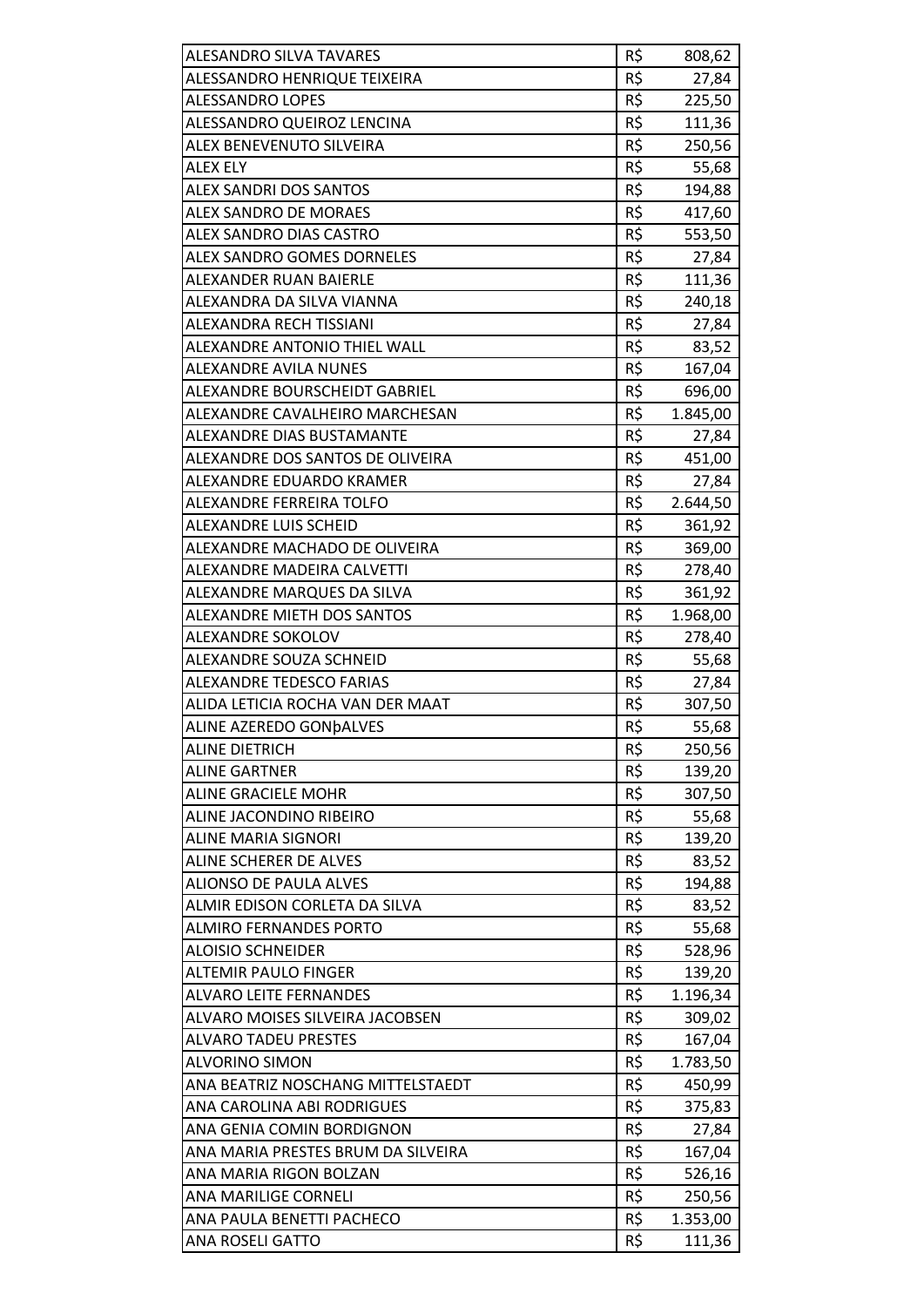| | | |
|---|---|---|
| ALESANDRO SILVA TAVARES | R$ | 808,62 |
| ALESSANDRO HENRIQUE TEIXEIRA | R$ | 27,84 |
| ALESSANDRO LOPES | R$ | 225,50 |
| ALESSANDRO QUEIROZ LENCINA | R$ | 111,36 |
| ALEX BENEVENUTO SILVEIRA | R$ | 250,56 |
| ALEX ELY | R$ | 55,68 |
| ALEX SANDRI DOS SANTOS | R$ | 194,88 |
| ALEX SANDRO DE MORAES | R$ | 417,60 |
| ALEX SANDRO DIAS CASTRO | R$ | 553,50 |
| ALEX SANDRO GOMES DORNELES | R$ | 27,84 |
| ALEXANDER RUAN BAIERLE | R$ | 111,36 |
| ALEXANDRA DA SILVA VIANNA | R$ | 240,18 |
| ALEXANDRA RECH TISSIANI | R$ | 27,84 |
| ALEXANDRE ANTONIO THIEL WALL | R$ | 83,52 |
| ALEXANDRE AVILA NUNES | R$ | 167,04 |
| ALEXANDRE BOURSCHEIDT GABRIEL | R$ | 696,00 |
| ALEXANDRE CAVALHEIRO MARCHESAN | R$ | 1.845,00 |
| ALEXANDRE DIAS BUSTAMANTE | R$ | 27,84 |
| ALEXANDRE DOS SANTOS DE OLIVEIRA | R$ | 451,00 |
| ALEXANDRE EDUARDO KRAMER | R$ | 27,84 |
| ALEXANDRE FERREIRA TOLFO | R$ | 2.644,50 |
| ALEXANDRE LUIS SCHEID | R$ | 361,92 |
| ALEXANDRE MACHADO DE OLIVEIRA | R$ | 369,00 |
| ALEXANDRE MADEIRA CALVETTI | R$ | 278,40 |
| ALEXANDRE MARQUES DA SILVA | R$ | 361,92 |
| ALEXANDRE MIETH DOS SANTOS | R$ | 1.968,00 |
| ALEXANDRE SOKOLOV | R$ | 278,40 |
| ALEXANDRE SOUZA SCHNEID | R$ | 55,68 |
| ALEXANDRE TEDESCO FARIAS | R$ | 27,84 |
| ALIDA LETICIA ROCHA VAN DER MAAT | R$ | 307,50 |
| ALINE AZEREDO GONþALVES | R$ | 55,68 |
| ALINE DIETRICH | R$ | 250,56 |
| ALINE GARTNER | R$ | 139,20 |
| ALINE GRACIELE MOHR | R$ | 307,50 |
| ALINE JACONDINO RIBEIRO | R$ | 55,68 |
| ALINE MARIA SIGNORI | R$ | 139,20 |
| ALINE SCHERER DE ALVES | R$ | 83,52 |
| ALIONSO DE PAULA ALVES | R$ | 194,88 |
| ALMIR EDISON CORLETA DA SILVA | R$ | 83,52 |
| ALMIRO FERNANDES PORTO | R$ | 55,68 |
| ALOISIO SCHNEIDER | R$ | 528,96 |
| ALTEMIR PAULO FINGER | R$ | 139,20 |
| ALVARO LEITE FERNANDES | R$ | 1.196,34 |
| ALVARO MOISES SILVEIRA JACOBSEN | R$ | 309,02 |
| ALVARO TADEU PRESTES | R$ | 167,04 |
| ALVORINO SIMON | R$ | 1.783,50 |
| ANA BEATRIZ NOSCHANG MITTELSTAEDT | R$ | 450,99 |
| ANA CAROLINA ABI RODRIGUES | R$ | 375,83 |
| ANA GENIA COMIN BORDIGNON | R$ | 27,84 |
| ANA MARIA PRESTES BRUM DA SILVEIRA | R$ | 167,04 |
| ANA MARIA RIGON BOLZAN | R$ | 526,16 |
| ANA MARILIGE CORNELI | R$ | 250,56 |
| ANA PAULA BENETTI PACHECO | R$ | 1.353,00 |
| ANA ROSELI GATTO | R$ | 111,36 |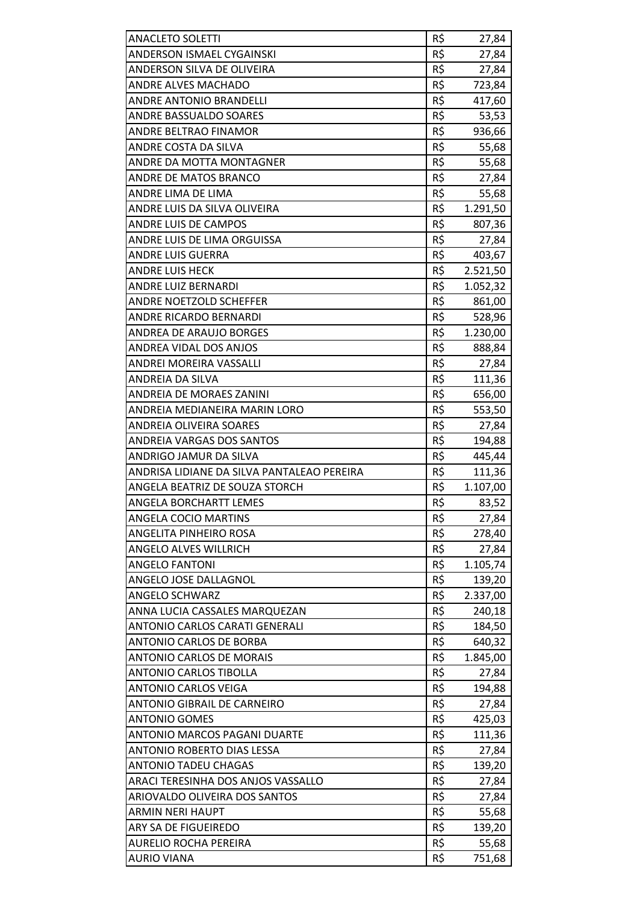| | | |
|---|---|---|
| ANACLETO SOLETTI | R$ | 27,84 |
| ANDERSON ISMAEL CYGAINSKI | R$ | 27,84 |
| ANDERSON SILVA DE OLIVEIRA | R$ | 27,84 |
| ANDRE ALVES MACHADO | R$ | 723,84 |
| ANDRE ANTONIO BRANDELLI | R$ | 417,60 |
| ANDRE BASSUALDO SOARES | R$ | 53,53 |
| ANDRE BELTRAO FINAMOR | R$ | 936,66 |
| ANDRE COSTA DA SILVA | R$ | 55,68 |
| ANDRE DA MOTTA MONTAGNER | R$ | 55,68 |
| ANDRE DE MATOS BRANCO | R$ | 27,84 |
| ANDRE LIMA DE LIMA | R$ | 55,68 |
| ANDRE LUIS DA SILVA OLIVEIRA | R$ | 1.291,50 |
| ANDRE LUIS DE CAMPOS | R$ | 807,36 |
| ANDRE LUIS DE LIMA ORGUISSA | R$ | 27,84 |
| ANDRE LUIS GUERRA | R$ | 403,67 |
| ANDRE LUIS HECK | R$ | 2.521,50 |
| ANDRE LUIZ BERNARDI | R$ | 1.052,32 |
| ANDRE NOETZOLD SCHEFFER | R$ | 861,00 |
| ANDRE RICARDO BERNARDI | R$ | 528,96 |
| ANDREA DE ARAUJO BORGES | R$ | 1.230,00 |
| ANDREA VIDAL DOS ANJOS | R$ | 888,84 |
| ANDREI MOREIRA VASSALLI | R$ | 27,84 |
| ANDREIA DA SILVA | R$ | 111,36 |
| ANDREIA DE MORAES ZANINI | R$ | 656,00 |
| ANDREIA MEDIANEIRA MARIN LORO | R$ | 553,50 |
| ANDREIA OLIVEIRA SOARES | R$ | 27,84 |
| ANDREIA VARGAS DOS SANTOS | R$ | 194,88 |
| ANDRIGO JAMUR DA SILVA | R$ | 445,44 |
| ANDRISA LIDIANE DA SILVA PANTALEAO PEREIRA | R$ | 111,36 |
| ANGELA BEATRIZ DE SOUZA STORCH | R$ | 1.107,00 |
| ANGELA BORCHARTT LEMES | R$ | 83,52 |
| ANGELA COCIO MARTINS | R$ | 27,84 |
| ANGELITA PINHEIRO ROSA | R$ | 278,40 |
| ANGELO ALVES WILLRICH | R$ | 27,84 |
| ANGELO FANTONI | R$ | 1.105,74 |
| ANGELO JOSE DALLAGNOL | R$ | 139,20 |
| ANGELO SCHWARZ | R$ | 2.337,00 |
| ANNA LUCIA CASSALES MARQUEZAN | R$ | 240,18 |
| ANTONIO CARLOS CARATI GENERALI | R$ | 184,50 |
| ANTONIO CARLOS DE BORBA | R$ | 640,32 |
| ANTONIO CARLOS DE MORAIS | R$ | 1.845,00 |
| ANTONIO CARLOS TIBOLLA | R$ | 27,84 |
| ANTONIO CARLOS VEIGA | R$ | 194,88 |
| ANTONIO GIBRAIL DE CARNEIRO | R$ | 27,84 |
| ANTONIO GOMES | R$ | 425,03 |
| ANTONIO MARCOS PAGANI DUARTE | R$ | 111,36 |
| ANTONIO ROBERTO DIAS LESSA | R$ | 27,84 |
| ANTONIO TADEU CHAGAS | R$ | 139,20 |
| ARACI TERESINHA DOS ANJOS VASSALLO | R$ | 27,84 |
| ARIOVALDO OLIVEIRA DOS SANTOS | R$ | 27,84 |
| ARMIN NERI HAUPT | R$ | 55,68 |
| ARY SA DE FIGUEIREDO | R$ | 139,20 |
| AURELIO ROCHA PEREIRA | R$ | 55,68 |
| AURIO VIANA | R$ | 751,68 |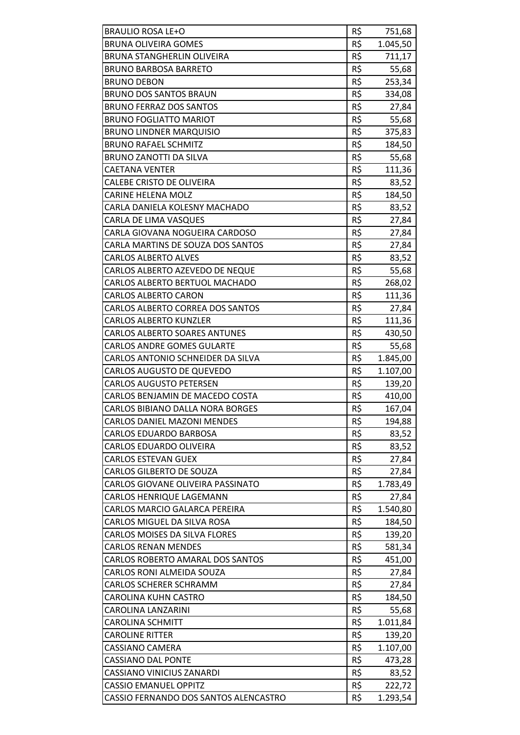| | | |
|---|---|---|
| BRAULIO ROSA LE+O | R$ | 751,68 |
| BRUNA OLIVEIRA GOMES | R$ | 1.045,50 |
| BRUNA STANGHERLIN OLIVEIRA | R$ | 711,17 |
| BRUNO BARBOSA BARRETO | R$ | 55,68 |
| BRUNO DEBON | R$ | 253,34 |
| BRUNO DOS SANTOS BRAUN | R$ | 334,08 |
| BRUNO FERRAZ DOS SANTOS | R$ | 27,84 |
| BRUNO FOGLIATTO MARIOT | R$ | 55,68 |
| BRUNO LINDNER MARQUISIO | R$ | 375,83 |
| BRUNO RAFAEL SCHMITZ | R$ | 184,50 |
| BRUNO ZANOTTI DA SILVA | R$ | 55,68 |
| CAETANA VENTER | R$ | 111,36 |
| CALEBE CRISTO DE OLIVEIRA | R$ | 83,52 |
| CARINE HELENA MOLZ | R$ | 184,50 |
| CARLA DANIELA KOLESNY MACHADO | R$ | 83,52 |
| CARLA DE LIMA VASQUES | R$ | 27,84 |
| CARLA GIOVANA NOGUEIRA CARDOSO | R$ | 27,84 |
| CARLA MARTINS DE SOUZA DOS SANTOS | R$ | 27,84 |
| CARLOS ALBERTO ALVES | R$ | 83,52 |
| CARLOS ALBERTO AZEVEDO DE NEQUE | R$ | 55,68 |
| CARLOS ALBERTO BERTUOL MACHADO | R$ | 268,02 |
| CARLOS ALBERTO CARON | R$ | 111,36 |
| CARLOS ALBERTO CORREA DOS SANTOS | R$ | 27,84 |
| CARLOS ALBERTO KUNZLER | R$ | 111,36 |
| CARLOS ALBERTO SOARES ANTUNES | R$ | 430,50 |
| CARLOS ANDRE GOMES GULARTE | R$ | 55,68 |
| CARLOS ANTONIO SCHNEIDER DA SILVA | R$ | 1.845,00 |
| CARLOS AUGUSTO DE QUEVEDO | R$ | 1.107,00 |
| CARLOS AUGUSTO PETERSEN | R$ | 139,20 |
| CARLOS BENJAMIN DE MACEDO COSTA | R$ | 410,00 |
| CARLOS BIBIANO DALLA NORA BORGES | R$ | 167,04 |
| CARLOS DANIEL MAZONI MENDES | R$ | 194,88 |
| CARLOS EDUARDO BARBOSA | R$ | 83,52 |
| CARLOS EDUARDO OLIVEIRA | R$ | 83,52 |
| CARLOS ESTEVAN GUEX | R$ | 27,84 |
| CARLOS GILBERTO DE SOUZA | R$ | 27,84 |
| CARLOS GIOVANE OLIVEIRA PASSINATO | R$ | 1.783,49 |
| CARLOS HENRIQUE LAGEMANN | R$ | 27,84 |
| CARLOS MARCIO GALARCA PEREIRA | R$ | 1.540,80 |
| CARLOS MIGUEL DA SILVA ROSA | R$ | 184,50 |
| CARLOS MOISES DA SILVA FLORES | R$ | 139,20 |
| CARLOS RENAN MENDES | R$ | 581,34 |
| CARLOS ROBERTO AMARAL DOS SANTOS | R$ | 451,00 |
| CARLOS RONI ALMEIDA SOUZA | R$ | 27,84 |
| CARLOS SCHERER SCHRAMM | R$ | 27,84 |
| CAROLINA KUHN CASTRO | R$ | 184,50 |
| CAROLINA LANZARINI | R$ | 55,68 |
| CAROLINA SCHMITT | R$ | 1.011,84 |
| CAROLINE RITTER | R$ | 139,20 |
| CASSIANO CAMERA | R$ | 1.107,00 |
| CASSIANO DAL PONTE | R$ | 473,28 |
| CASSIANO VINICIUS ZANARDI | R$ | 83,52 |
| CASSIO EMANUEL OPPITZ | R$ | 222,72 |
| CASSIO FERNANDO DOS SANTOS ALENCASTRO | R$ | 1.293,54 |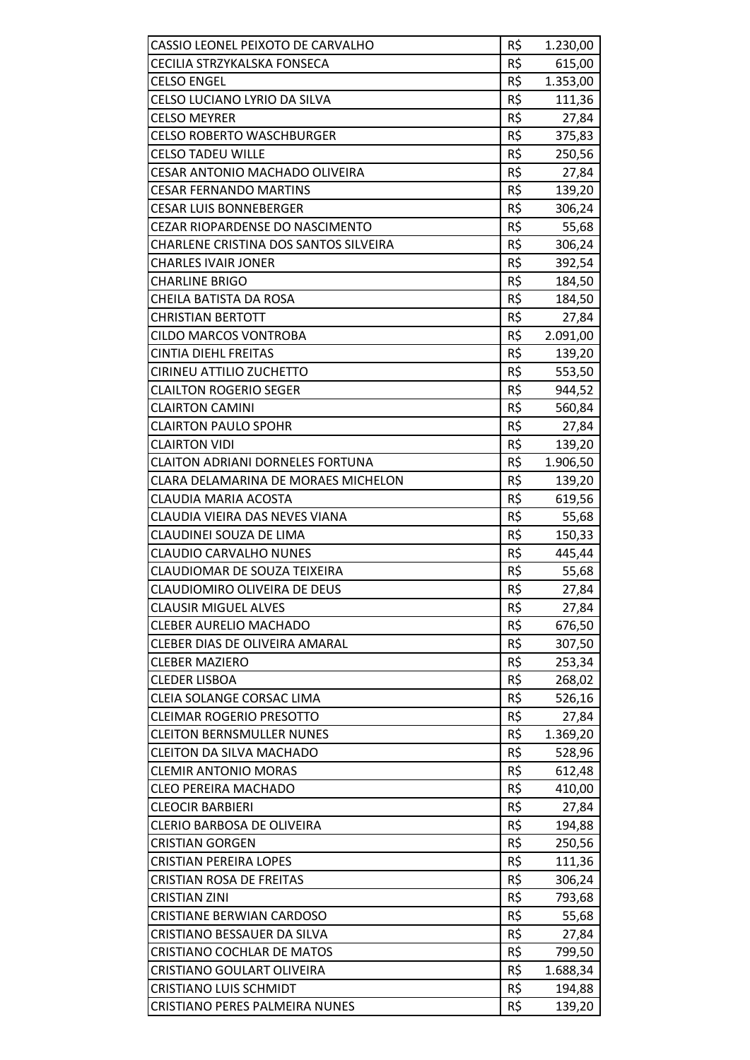| | | |
|---|---|---|
| CASSIO LEONEL PEIXOTO DE CARVALHO | R$ | 1.230,00 |
| CECILIA STRZYKALSKA FONSECA | R$ | 615,00 |
| CELSO ENGEL | R$ | 1.353,00 |
| CELSO LUCIANO LYRIO DA SILVA | R$ | 111,36 |
| CELSO MEYRER | R$ | 27,84 |
| CELSO ROBERTO WASCHBURGER | R$ | 375,83 |
| CELSO TADEU WILLE | R$ | 250,56 |
| CESAR ANTONIO MACHADO OLIVEIRA | R$ | 27,84 |
| CESAR FERNANDO MARTINS | R$ | 139,20 |
| CESAR LUIS BONNEBERGER | R$ | 306,24 |
| CEZAR RIOPARDENSE DO NASCIMENTO | R$ | 55,68 |
| CHARLENE CRISTINA DOS SANTOS SILVEIRA | R$ | 306,24 |
| CHARLES IVAIR JONER | R$ | 392,54 |
| CHARLINE BRIGO | R$ | 184,50 |
| CHEILA BATISTA DA ROSA | R$ | 184,50 |
| CHRISTIAN BERTOTT | R$ | 27,84 |
| CILDO MARCOS VONTROBA | R$ | 2.091,00 |
| CINTIA DIEHL FREITAS | R$ | 139,20 |
| CIRINEU ATTILIO ZUCHETTO | R$ | 553,50 |
| CLAILTON ROGERIO SEGER | R$ | 944,52 |
| CLAIRTON CAMINI | R$ | 560,84 |
| CLAIRTON PAULO SPOHR | R$ | 27,84 |
| CLAIRTON VIDI | R$ | 139,20 |
| CLAITON ADRIANI DORNELES FORTUNA | R$ | 1.906,50 |
| CLARA DELAMARINA DE MORAES MICHELON | R$ | 139,20 |
| CLAUDIA MARIA ACOSTA | R$ | 619,56 |
| CLAUDIA VIEIRA DAS NEVES VIANA | R$ | 55,68 |
| CLAUDINEI SOUZA DE LIMA | R$ | 150,33 |
| CLAUDIO CARVALHO NUNES | R$ | 445,44 |
| CLAUDIOMAR DE SOUZA TEIXEIRA | R$ | 55,68 |
| CLAUDIOMIRO OLIVEIRA DE DEUS | R$ | 27,84 |
| CLAUSIR MIGUEL ALVES | R$ | 27,84 |
| CLEBER AURELIO MACHADO | R$ | 676,50 |
| CLEBER DIAS DE OLIVEIRA AMARAL | R$ | 307,50 |
| CLEBER MAZIERO | R$ | 253,34 |
| CLEDER LISBOA | R$ | 268,02 |
| CLEIA SOLANGE CORSAC LIMA | R$ | 526,16 |
| CLEIMAR ROGERIO PRESOTTO | R$ | 27,84 |
| CLEITON BERNSMULLER NUNES | R$ | 1.369,20 |
| CLEITON DA SILVA MACHADO | R$ | 528,96 |
| CLEMIR ANTONIO MORAS | R$ | 612,48 |
| CLEO PEREIRA MACHADO | R$ | 410,00 |
| CLEOCIR BARBIERI | R$ | 27,84 |
| CLERIO BARBOSA DE OLIVEIRA | R$ | 194,88 |
| CRISTIAN GORGEN | R$ | 250,56 |
| CRISTIAN PEREIRA LOPES | R$ | 111,36 |
| CRISTIAN ROSA DE FREITAS | R$ | 306,24 |
| CRISTIAN ZINI | R$ | 793,68 |
| CRISTIANE BERWIAN CARDOSO | R$ | 55,68 |
| CRISTIANO BESSAUER DA SILVA | R$ | 27,84 |
| CRISTIANO COCHLAR DE MATOS | R$ | 799,50 |
| CRISTIANO GOULART OLIVEIRA | R$ | 1.688,34 |
| CRISTIANO LUIS SCHMIDT | R$ | 194,88 |
| CRISTIANO PERES PALMEIRA NUNES | R$ | 139,20 |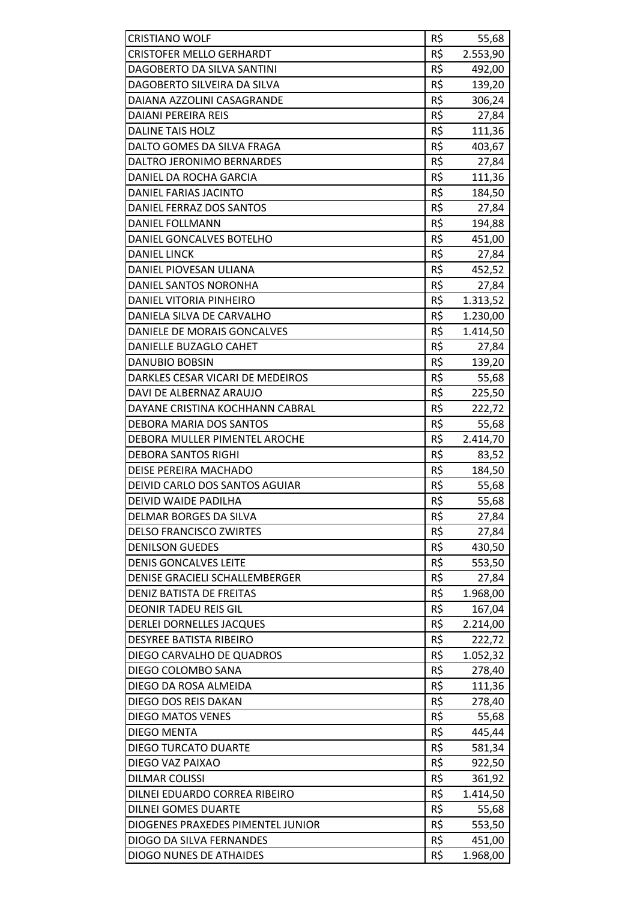| | | |
|---|---|---|
| CRISTIANO WOLF | R$ | 55,68 |
| CRISTOFER MELLO GERHARDT | R$ | 2.553,90 |
| DAGOBERTO DA SILVA SANTINI | R$ | 492,00 |
| DAGOBERTO SILVEIRA DA SILVA | R$ | 139,20 |
| DAIANA AZZOLINI CASAGRANDE | R$ | 306,24 |
| DAIANI PEREIRA REIS | R$ | 27,84 |
| DALINE TAIS HOLZ | R$ | 111,36 |
| DALTO GOMES DA SILVA FRAGA | R$ | 403,67 |
| DALTRO JERONIMO BERNARDES | R$ | 27,84 |
| DANIEL DA ROCHA GARCIA | R$ | 111,36 |
| DANIEL FARIAS JACINTO | R$ | 184,50 |
| DANIEL FERRAZ DOS SANTOS | R$ | 27,84 |
| DANIEL FOLLMANN | R$ | 194,88 |
| DANIEL GONCALVES BOTELHO | R$ | 451,00 |
| DANIEL LINCK | R$ | 27,84 |
| DANIEL PIOVESAN ULIANA | R$ | 452,52 |
| DANIEL SANTOS NORONHA | R$ | 27,84 |
| DANIEL VITORIA PINHEIRO | R$ | 1.313,52 |
| DANIELA SILVA DE CARVALHO | R$ | 1.230,00 |
| DANIELE DE MORAIS GONCALVES | R$ | 1.414,50 |
| DANIELLE BUZAGLO CAHET | R$ | 27,84 |
| DANUBIO BOBSIN | R$ | 139,20 |
| DARKLES CESAR VICARI DE MEDEIROS | R$ | 55,68 |
| DAVI DE ALBERNAZ ARAUJO | R$ | 225,50 |
| DAYANE CRISTINA KOCHHANN CABRAL | R$ | 222,72 |
| DEBORA MARIA DOS SANTOS | R$ | 55,68 |
| DEBORA MULLER PIMENTEL AROCHE | R$ | 2.414,70 |
| DEBORA SANTOS RIGHI | R$ | 83,52 |
| DEISE PEREIRA MACHADO | R$ | 184,50 |
| DEIVID CARLO DOS SANTOS AGUIAR | R$ | 55,68 |
| DEIVID WAIDE PADILHA | R$ | 55,68 |
| DELMAR BORGES DA SILVA | R$ | 27,84 |
| DELSO FRANCISCO ZWIRTES | R$ | 27,84 |
| DENILSON GUEDES | R$ | 430,50 |
| DENIS GONCALVES LEITE | R$ | 553,50 |
| DENISE GRACIELI SCHALLEMBERGER | R$ | 27,84 |
| DENIZ BATISTA DE FREITAS | R$ | 1.968,00 |
| DEONIR TADEU REIS GIL | R$ | 167,04 |
| DERLEI DORNELLES JACQUES | R$ | 2.214,00 |
| DESYREE BATISTA RIBEIRO | R$ | 222,72 |
| DIEGO CARVALHO DE QUADROS | R$ | 1.052,32 |
| DIEGO COLOMBO SANA | R$ | 278,40 |
| DIEGO DA ROSA ALMEIDA | R$ | 111,36 |
| DIEGO DOS REIS DAKAN | R$ | 278,40 |
| DIEGO MATOS VENES | R$ | 55,68 |
| DIEGO MENTA | R$ | 445,44 |
| DIEGO TURCATO DUARTE | R$ | 581,34 |
| DIEGO VAZ PAIXAO | R$ | 922,50 |
| DILMAR COLISSI | R$ | 361,92 |
| DILNEI EDUARDO CORREA RIBEIRO | R$ | 1.414,50 |
| DILNEI GOMES DUARTE | R$ | 55,68 |
| DIOGENES PRAXEDES PIMENTEL JUNIOR | R$ | 553,50 |
| DIOGO DA SILVA FERNANDES | R$ | 451,00 |
| DIOGO NUNES DE ATHAIDES | R$ | 1.968,00 |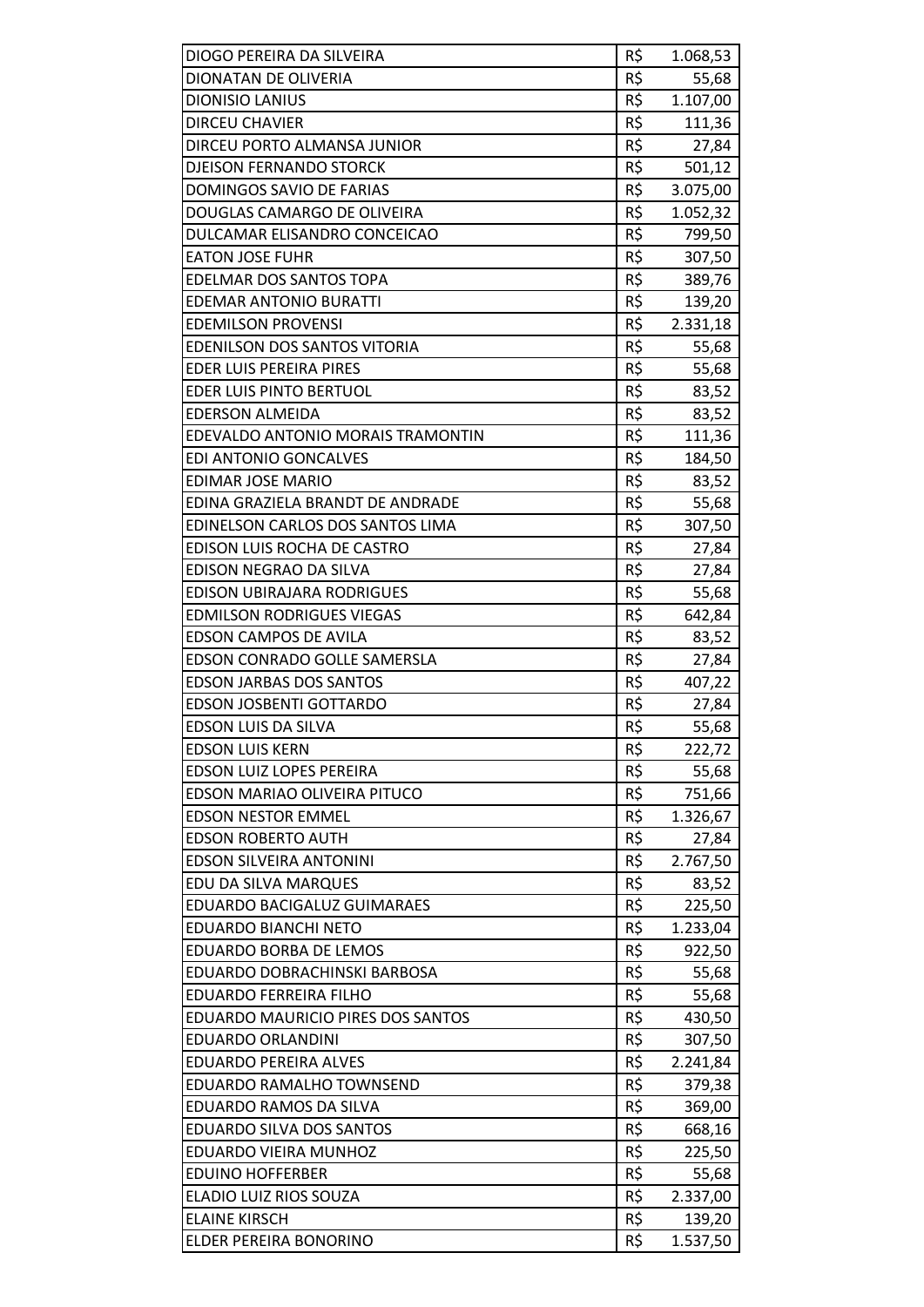| | | |
|---|---|---|
| DIOGO PEREIRA DA SILVEIRA | R$ | 1.068,53 |
| DIONATAN DE OLIVERIA | R$ | 55,68 |
| DIONISIO LANIUS | R$ | 1.107,00 |
| DIRCEU CHAVIER | R$ | 111,36 |
| DIRCEU PORTO ALMANSA JUNIOR | R$ | 27,84 |
| DJEISON FERNANDO STORCK | R$ | 501,12 |
| DOMINGOS SAVIO DE FARIAS | R$ | 3.075,00 |
| DOUGLAS CAMARGO DE OLIVEIRA | R$ | 1.052,32 |
| DULCAMAR ELISANDRO CONCEICAO | R$ | 799,50 |
| EATON JOSE FUHR | R$ | 307,50 |
| EDELMAR DOS SANTOS TOPA | R$ | 389,76 |
| EDEMAR ANTONIO BURATTI | R$ | 139,20 |
| EDEMILSON PROVENSI | R$ | 2.331,18 |
| EDENILSON DOS SANTOS VITORIA | R$ | 55,68 |
| EDER LUIS PEREIRA PIRES | R$ | 55,68 |
| EDER LUIS PINTO BERTUOL | R$ | 83,52 |
| EDERSON ALMEIDA | R$ | 83,52 |
| EDEVALDO ANTONIO MORAIS TRAMONTIN | R$ | 111,36 |
| EDI ANTONIO GONCALVES | R$ | 184,50 |
| EDIMAR JOSE MARIO | R$ | 83,52 |
| EDINA GRAZIELA BRANDT DE ANDRADE | R$ | 55,68 |
| EDINELSON CARLOS DOS SANTOS LIMA | R$ | 307,50 |
| EDISON LUIS ROCHA DE CASTRO | R$ | 27,84 |
| EDISON NEGRAO DA SILVA | R$ | 27,84 |
| EDISON UBIRAJARA RODRIGUES | R$ | 55,68 |
| EDMILSON RODRIGUES VIEGAS | R$ | 642,84 |
| EDSON CAMPOS DE AVILA | R$ | 83,52 |
| EDSON CONRADO GOLLE SAMERSLA | R$ | 27,84 |
| EDSON JARBAS DOS SANTOS | R$ | 407,22 |
| EDSON JOSBENTI GOTTARDO | R$ | 27,84 |
| EDSON LUIS DA SILVA | R$ | 55,68 |
| EDSON LUIS KERN | R$ | 222,72 |
| EDSON LUIZ LOPES PEREIRA | R$ | 55,68 |
| EDSON MARIAO OLIVEIRA PITUCO | R$ | 751,66 |
| EDSON NESTOR EMMEL | R$ | 1.326,67 |
| EDSON ROBERTO AUTH | R$ | 27,84 |
| EDSON SILVEIRA ANTONINI | R$ | 2.767,50 |
| EDU DA SILVA MARQUES | R$ | 83,52 |
| EDUARDO BACIGALUZ GUIMARAES | R$ | 225,50 |
| EDUARDO BIANCHI NETO | R$ | 1.233,04 |
| EDUARDO BORBA DE LEMOS | R$ | 922,50 |
| EDUARDO DOBRACHINSKI BARBOSA | R$ | 55,68 |
| EDUARDO FERREIRA FILHO | R$ | 55,68 |
| EDUARDO MAURICIO PIRES DOS SANTOS | R$ | 430,50 |
| EDUARDO ORLANDINI | R$ | 307,50 |
| EDUARDO PEREIRA ALVES | R$ | 2.241,84 |
| EDUARDO RAMALHO TOWNSEND | R$ | 379,38 |
| EDUARDO RAMOS DA SILVA | R$ | 369,00 |
| EDUARDO SILVA DOS SANTOS | R$ | 668,16 |
| EDUARDO VIEIRA MUNHOZ | R$ | 225,50 |
| EDUINO HOFFERBER | R$ | 55,68 |
| ELADIO LUIZ RIOS SOUZA | R$ | 2.337,00 |
| ELAINE KIRSCH | R$ | 139,20 |
| ELDER PEREIRA BONORINO | R$ | 1.537,50 |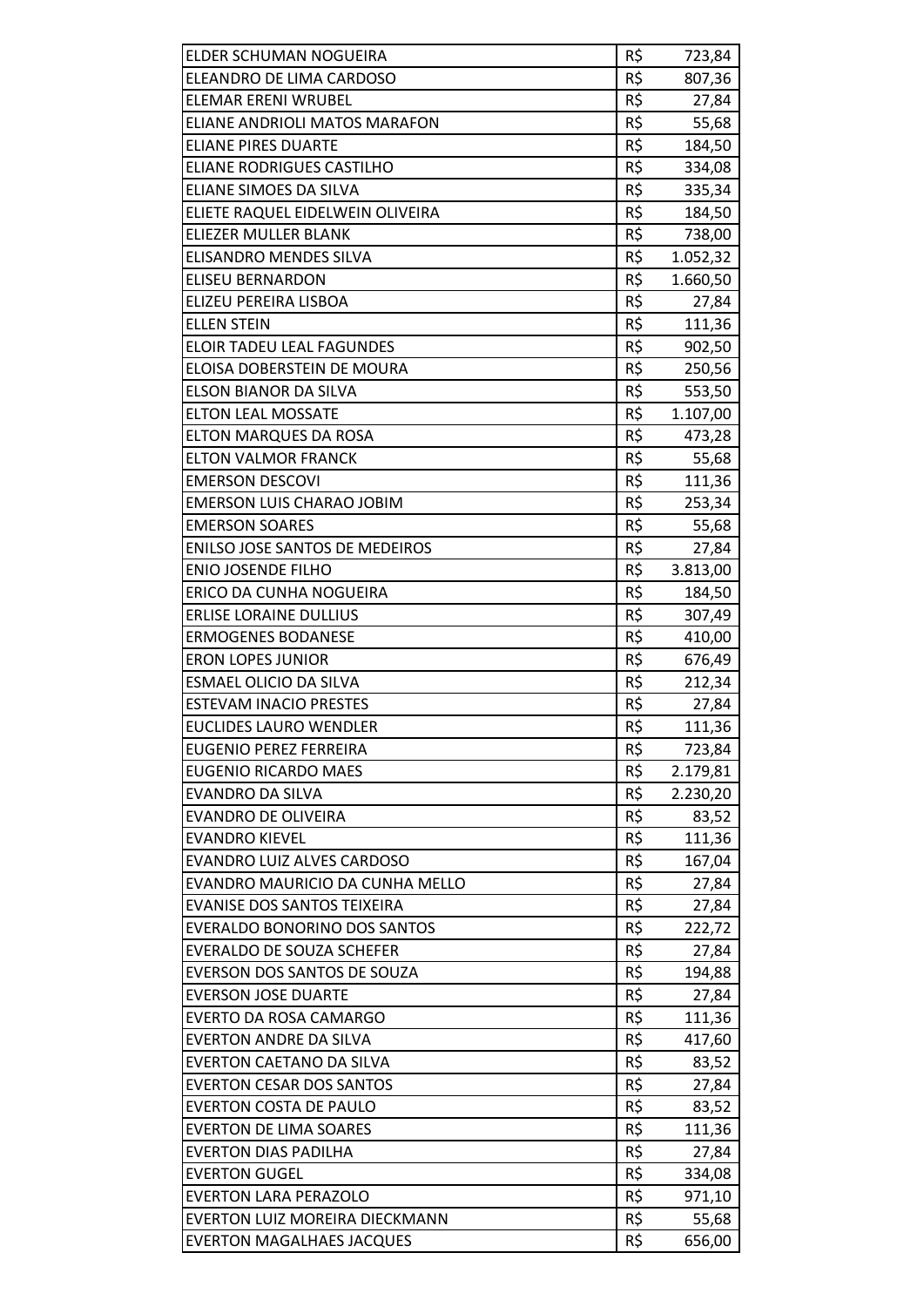| | | |
|---|---|---|
| ELDER SCHUMAN NOGUEIRA | R$ | 723,84 |
| ELEANDRO DE LIMA CARDOSO | R$ | 807,36 |
| ELEMAR ERENI WRUBEL | R$ | 27,84 |
| ELIANE ANDRIOLI MATOS MARAFON | R$ | 55,68 |
| ELIANE PIRES DUARTE | R$ | 184,50 |
| ELIANE RODRIGUES CASTILHO | R$ | 334,08 |
| ELIANE SIMOES DA SILVA | R$ | 335,34 |
| ELIETE RAQUEL EIDELWEIN OLIVEIRA | R$ | 184,50 |
| ELIEZER MULLER BLANK | R$ | 738,00 |
| ELISANDRO MENDES SILVA | R$ | 1.052,32 |
| ELISEU BERNARDON | R$ | 1.660,50 |
| ELIZEU PEREIRA LISBOA | R$ | 27,84 |
| ELLEN STEIN | R$ | 111,36 |
| ELOIR TADEU LEAL FAGUNDES | R$ | 902,50 |
| ELOISA DOBERSTEIN DE MOURA | R$ | 250,56 |
| ELSON BIANOR DA SILVA | R$ | 553,50 |
| ELTON LEAL MOSSATE | R$ | 1.107,00 |
| ELTON MARQUES DA ROSA | R$ | 473,28 |
| ELTON VALMOR FRANCK | R$ | 55,68 |
| EMERSON DESCOVI | R$ | 111,36 |
| EMERSON LUIS CHARAO JOBIM | R$ | 253,34 |
| EMERSON SOARES | R$ | 55,68 |
| ENILSO JOSE SANTOS DE MEDEIROS | R$ | 27,84 |
| ENIO JOSENDE FILHO | R$ | 3.813,00 |
| ERICO DA CUNHA NOGUEIRA | R$ | 184,50 |
| ERLISE LORAINE DULLIUS | R$ | 307,49 |
| ERMOGENES BODANESE | R$ | 410,00 |
| ERON LOPES JUNIOR | R$ | 676,49 |
| ESMAEL OLICIO DA SILVA | R$ | 212,34 |
| ESTEVAM INACIO PRESTES | R$ | 27,84 |
| EUCLIDES LAURO WENDLER | R$ | 111,36 |
| EUGENIO PEREZ FERREIRA | R$ | 723,84 |
| EUGENIO RICARDO MAES | R$ | 2.179,81 |
| EVANDRO DA SILVA | R$ | 2.230,20 |
| EVANDRO DE OLIVEIRA | R$ | 83,52 |
| EVANDRO KIEVEL | R$ | 111,36 |
| EVANDRO LUIZ ALVES CARDOSO | R$ | 167,04 |
| EVANDRO MAURICIO DA CUNHA MELLO | R$ | 27,84 |
| EVANISE DOS SANTOS TEIXEIRA | R$ | 27,84 |
| EVERALDO BONORINO DOS SANTOS | R$ | 222,72 |
| EVERALDO DE SOUZA SCHEFER | R$ | 27,84 |
| EVERSON DOS SANTOS DE SOUZA | R$ | 194,88 |
| EVERSON JOSE DUARTE | R$ | 27,84 |
| EVERTO DA ROSA CAMARGO | R$ | 111,36 |
| EVERTON ANDRE DA SILVA | R$ | 417,60 |
| EVERTON CAETANO DA SILVA | R$ | 83,52 |
| EVERTON CESAR DOS SANTOS | R$ | 27,84 |
| EVERTON COSTA DE PAULO | R$ | 83,52 |
| EVERTON DE LIMA SOARES | R$ | 111,36 |
| EVERTON DIAS PADILHA | R$ | 27,84 |
| EVERTON GUGEL | R$ | 334,08 |
| EVERTON LARA PERAZOLO | R$ | 971,10 |
| EVERTON LUIZ MOREIRA DIECKMANN | R$ | 55,68 |
| EVERTON MAGALHAES JACQUES | R$ | 656,00 |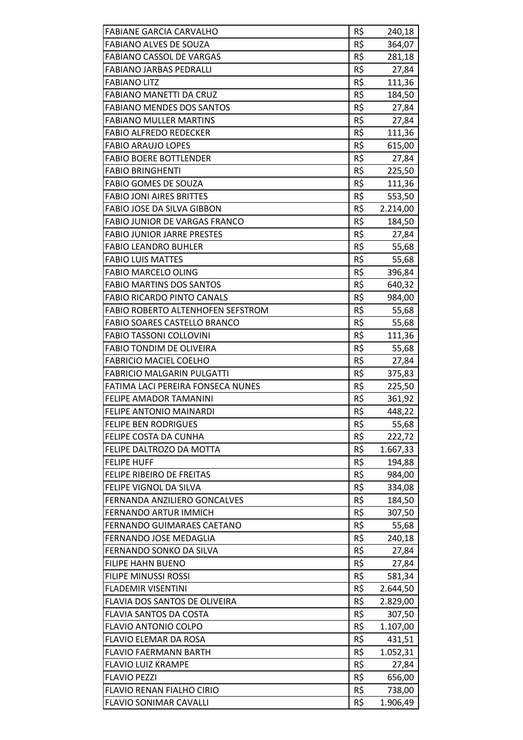| | | |
|---|---|---|
| FABIANE GARCIA CARVALHO | R$ | 240,18 |
| FABIANO ALVES DE SOUZA | R$ | 364,07 |
| FABIANO CASSOL DE VARGAS | R$ | 281,18 |
| FABIANO JARBAS PEDRALLI | R$ | 27,84 |
| FABIANO LITZ | R$ | 111,36 |
| FABIANO MANETTI DA CRUZ | R$ | 184,50 |
| FABIANO MENDES DOS SANTOS | R$ | 27,84 |
| FABIANO MULLER MARTINS | R$ | 27,84 |
| FABIO ALFREDO REDECKER | R$ | 111,36 |
| FABIO ARAUJO LOPES | R$ | 615,00 |
| FABIO BOERE BOTTLENDER | R$ | 27,84 |
| FABIO BRINGHENTI | R$ | 225,50 |
| FABIO GOMES DE SOUZA | R$ | 111,36 |
| FABIO JONI AIRES BRITTES | R$ | 553,50 |
| FABIO JOSE DA SILVA GIBBON | R$ | 2.214,00 |
| FABIO JUNIOR DE VARGAS FRANCO | R$ | 184,50 |
| FABIO JUNIOR JARRE PRESTES | R$ | 27,84 |
| FABIO LEANDRO BUHLER | R$ | 55,68 |
| FABIO LUIS MATTES | R$ | 55,68 |
| FABIO MARCELO OLING | R$ | 396,84 |
| FABIO MARTINS DOS SANTOS | R$ | 640,32 |
| FABIO RICARDO PINTO CANALS | R$ | 984,00 |
| FABIO ROBERTO ALTENHOFEN SEFSTROM | R$ | 55,68 |
| FABIO SOARES CASTELLO BRANCO | R$ | 55,68 |
| FABIO TASSONI COLLOVINI | R$ | 111,36 |
| FABIO TONDIM DE OLIVEIRA | R$ | 55,68 |
| FABRICIO MACIEL COELHO | R$ | 27,84 |
| FABRICIO MALGARIN PULGATTI | R$ | 375,83 |
| FATIMA LACI PEREIRA FONSECA NUNES | R$ | 225,50 |
| FELIPE AMADOR TAMANINI | R$ | 361,92 |
| FELIPE ANTONIO MAINARDI | R$ | 448,22 |
| FELIPE BEN RODRIGUES | R$ | 55,68 |
| FELIPE COSTA DA CUNHA | R$ | 222,72 |
| FELIPE DALTROZO DA MOTTA | R$ | 1.667,33 |
| FELIPE HUFF | R$ | 194,88 |
| FELIPE RIBEIRO DE FREITAS | R$ | 984,00 |
| FELIPE VIGNOL DA SILVA | R$ | 334,08 |
| FERNANDA ANZILIERO GONCALVES | R$ | 184,50 |
| FERNANDO ARTUR IMMICH | R$ | 307,50 |
| FERNANDO GUIMARAES CAETANO | R$ | 55,68 |
| FERNANDO JOSE MEDAGLIA | R$ | 240,18 |
| FERNANDO SONKO DA SILVA | R$ | 27,84 |
| FILIPE HAHN BUENO | R$ | 27,84 |
| FILIPE MINUSSI ROSSI | R$ | 581,34 |
| FLADEMIR VISENTINI | R$ | 2.644,50 |
| FLAVIA DOS SANTOS DE OLIVEIRA | R$ | 2.829,00 |
| FLAVIA SANTOS DA COSTA | R$ | 307,50 |
| FLAVIO ANTONIO COLPO | R$ | 1.107,00 |
| FLAVIO ELEMAR DA ROSA | R$ | 431,51 |
| FLAVIO FAERMANN BARTH | R$ | 1.052,31 |
| FLAVIO LUIZ KRAMPE | R$ | 27,84 |
| FLAVIO PEZZI | R$ | 656,00 |
| FLAVIO RENAN FIALHO CIRIO | R$ | 738,00 |
| FLAVIO SONIMAR CAVALLI | R$ | 1.906,49 |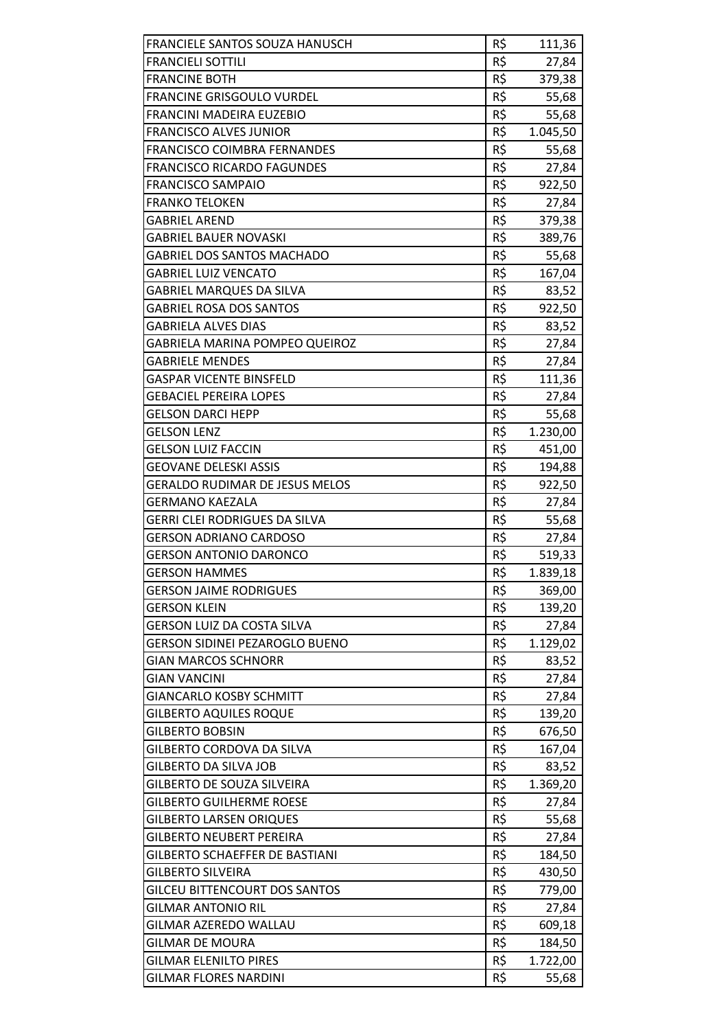| | | |
|---|---|---|
| FRANCIELE SANTOS SOUZA HANUSCH | R$ | 111,36 |
| FRANCIELI SOTTILI | R$ | 27,84 |
| FRANCINE BOTH | R$ | 379,38 |
| FRANCINE GRISGOULO VURDEL | R$ | 55,68 |
| FRANCINI MADEIRA EUZEBIO | R$ | 55,68 |
| FRANCISCO ALVES JUNIOR | R$ | 1.045,50 |
| FRANCISCO COIMBRA FERNANDES | R$ | 55,68 |
| FRANCISCO RICARDO FAGUNDES | R$ | 27,84 |
| FRANCISCO SAMPAIO | R$ | 922,50 |
| FRANKO TELOKEN | R$ | 27,84 |
| GABRIEL AREND | R$ | 379,38 |
| GABRIEL BAUER NOVASKI | R$ | 389,76 |
| GABRIEL DOS SANTOS MACHADO | R$ | 55,68 |
| GABRIEL LUIZ VENCATO | R$ | 167,04 |
| GABRIEL MARQUES DA SILVA | R$ | 83,52 |
| GABRIEL ROSA DOS SANTOS | R$ | 922,50 |
| GABRIELA ALVES DIAS | R$ | 83,52 |
| GABRIELA MARINA POMPEO QUEIROZ | R$ | 27,84 |
| GABRIELE MENDES | R$ | 27,84 |
| GASPAR VICENTE BINSFELD | R$ | 111,36 |
| GEBACIEL PEREIRA LOPES | R$ | 27,84 |
| GELSON DARCI HEPP | R$ | 55,68 |
| GELSON LENZ | R$ | 1.230,00 |
| GELSON LUIZ FACCIN | R$ | 451,00 |
| GEOVANE DELESKI ASSIS | R$ | 194,88 |
| GERALDO RUDIMAR DE JESUS MELOS | R$ | 922,50 |
| GERMANO KAEZALA | R$ | 27,84 |
| GERRI CLEI RODRIGUES DA SILVA | R$ | 55,68 |
| GERSON ADRIANO CARDOSO | R$ | 27,84 |
| GERSON ANTONIO DARONCO | R$ | 519,33 |
| GERSON HAMMES | R$ | 1.839,18 |
| GERSON JAIME RODRIGUES | R$ | 369,00 |
| GERSON KLEIN | R$ | 139,20 |
| GERSON LUIZ DA COSTA SILVA | R$ | 27,84 |
| GERSON SIDINEI PEZAROGLO BUENO | R$ | 1.129,02 |
| GIAN MARCOS SCHNORR | R$ | 83,52 |
| GIAN VANCINI | R$ | 27,84 |
| GIANCARLO KOSBY SCHMITT | R$ | 27,84 |
| GILBERTO AQUILES ROQUE | R$ | 139,20 |
| GILBERTO BOBSIN | R$ | 676,50 |
| GILBERTO CORDOVA DA SILVA | R$ | 167,04 |
| GILBERTO DA SILVA JOB | R$ | 83,52 |
| GILBERTO DE SOUZA SILVEIRA | R$ | 1.369,20 |
| GILBERTO GUILHERME ROESE | R$ | 27,84 |
| GILBERTO LARSEN ORIQUES | R$ | 55,68 |
| GILBERTO NEUBERT PEREIRA | R$ | 27,84 |
| GILBERTO SCHAEFFER DE BASTIANI | R$ | 184,50 |
| GILBERTO SILVEIRA | R$ | 430,50 |
| GILCEU BITTENCOURT DOS SANTOS | R$ | 779,00 |
| GILMAR ANTONIO RIL | R$ | 27,84 |
| GILMAR AZEREDO WALLAU | R$ | 609,18 |
| GILMAR DE MOURA | R$ | 184,50 |
| GILMAR ELENILTO PIRES | R$ | 1.722,00 |
| GILMAR FLORES NARDINI | R$ | 55,68 |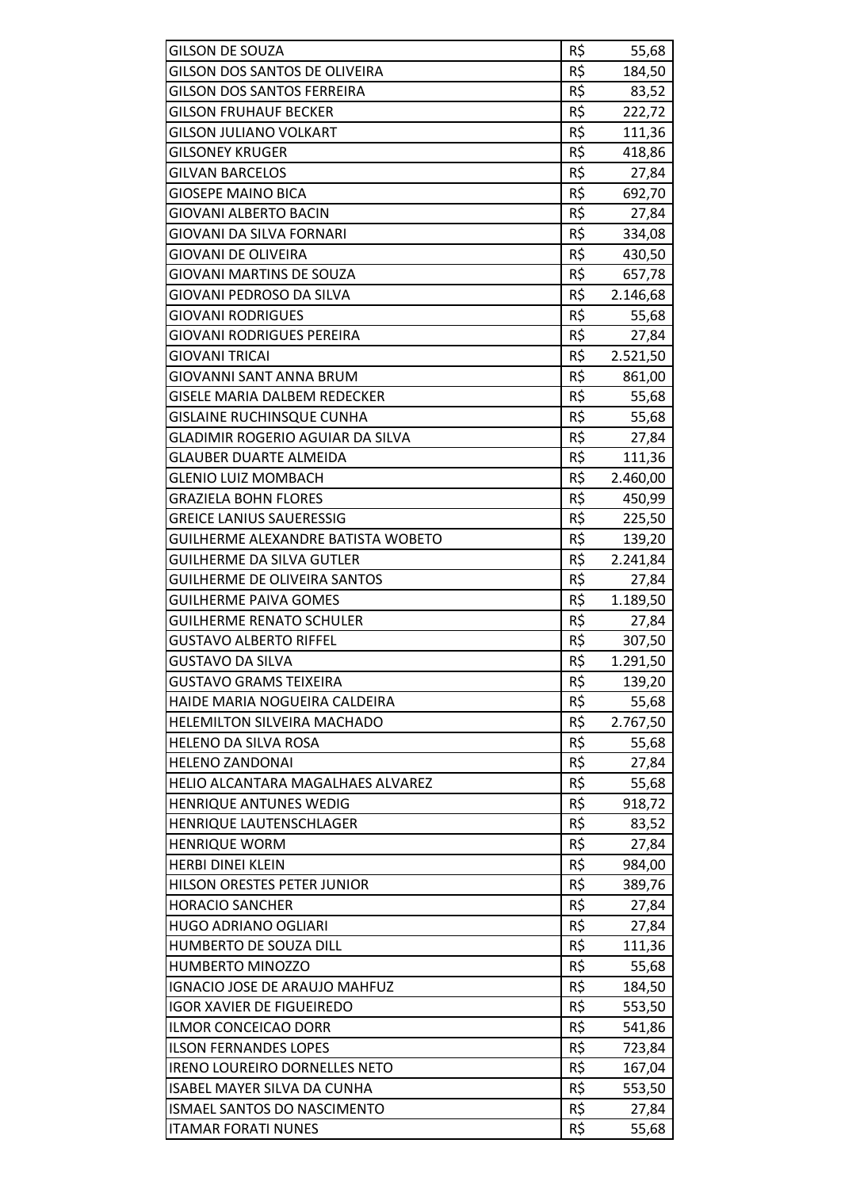| | | |
|---|---|---|
| GILSON DE SOUZA | R$ | 55,68 |
| GILSON DOS SANTOS DE OLIVEIRA | R$ | 184,50 |
| GILSON DOS SANTOS FERREIRA | R$ | 83,52 |
| GILSON FRUHAUF BECKER | R$ | 222,72 |
| GILSON JULIANO VOLKART | R$ | 111,36 |
| GILSONEY KRUGER | R$ | 418,86 |
| GILVAN BARCELOS | R$ | 27,84 |
| GIOSEPE MAINO BICA | R$ | 692,70 |
| GIOVANI ALBERTO BACIN | R$ | 27,84 |
| GIOVANI DA SILVA FORNARI | R$ | 334,08 |
| GIOVANI DE OLIVEIRA | R$ | 430,50 |
| GIOVANI MARTINS DE SOUZA | R$ | 657,78 |
| GIOVANI PEDROSO DA SILVA | R$ | 2.146,68 |
| GIOVANI RODRIGUES | R$ | 55,68 |
| GIOVANI RODRIGUES PEREIRA | R$ | 27,84 |
| GIOVANI TRICAI | R$ | 2.521,50 |
| GIOVANNI SANT ANNA BRUM | R$ | 861,00 |
| GISELE MARIA DALBEM REDECKER | R$ | 55,68 |
| GISLAINE RUCHINSQUE CUNHA | R$ | 55,68 |
| GLADIMIR ROGERIO AGUIAR DA SILVA | R$ | 27,84 |
| GLAUBER DUARTE ALMEIDA | R$ | 111,36 |
| GLENIO LUIZ MOMBACH | R$ | 2.460,00 |
| GRAZIELA BOHN FLORES | R$ | 450,99 |
| GREICE LANIUS SAUERESSIG | R$ | 225,50 |
| GUILHERME ALEXANDRE BATISTA WOBETO | R$ | 139,20 |
| GUILHERME DA SILVA GUTLER | R$ | 2.241,84 |
| GUILHERME DE OLIVEIRA SANTOS | R$ | 27,84 |
| GUILHERME PAIVA GOMES | R$ | 1.189,50 |
| GUILHERME RENATO SCHULER | R$ | 27,84 |
| GUSTAVO ALBERTO RIFFEL | R$ | 307,50 |
| GUSTAVO DA SILVA | R$ | 1.291,50 |
| GUSTAVO GRAMS TEIXEIRA | R$ | 139,20 |
| HAIDE MARIA NOGUEIRA CALDEIRA | R$ | 55,68 |
| HELEMILTON SILVEIRA MACHADO | R$ | 2.767,50 |
| HELENO DA SILVA ROSA | R$ | 55,68 |
| HELENO ZANDONAI | R$ | 27,84 |
| HELIO ALCANTARA MAGALHAES ALVAREZ | R$ | 55,68 |
| HENRIQUE ANTUNES WEDIG | R$ | 918,72 |
| HENRIQUE LAUTENSCHLAGER | R$ | 83,52 |
| HENRIQUE WORM | R$ | 27,84 |
| HERBI DINEI KLEIN | R$ | 984,00 |
| HILSON ORESTES PETER JUNIOR | R$ | 389,76 |
| HORACIO SANCHER | R$ | 27,84 |
| HUGO ADRIANO OGLIARI | R$ | 27,84 |
| HUMBERTO DE SOUZA DILL | R$ | 111,36 |
| HUMBERTO MINOZZO | R$ | 55,68 |
| IGNACIO JOSE DE ARAUJO MAHFUZ | R$ | 184,50 |
| IGOR XAVIER DE FIGUEIREDO | R$ | 553,50 |
| ILMOR CONCEICAO DORR | R$ | 541,86 |
| ILSON FERNANDES LOPES | R$ | 723,84 |
| IRENO LOUREIRO DORNELLES NETO | R$ | 167,04 |
| ISABEL MAYER SILVA DA CUNHA | R$ | 553,50 |
| ISMAEL SANTOS DO NASCIMENTO | R$ | 27,84 |
| ITAMAR FORATI NUNES | R$ | 55,68 |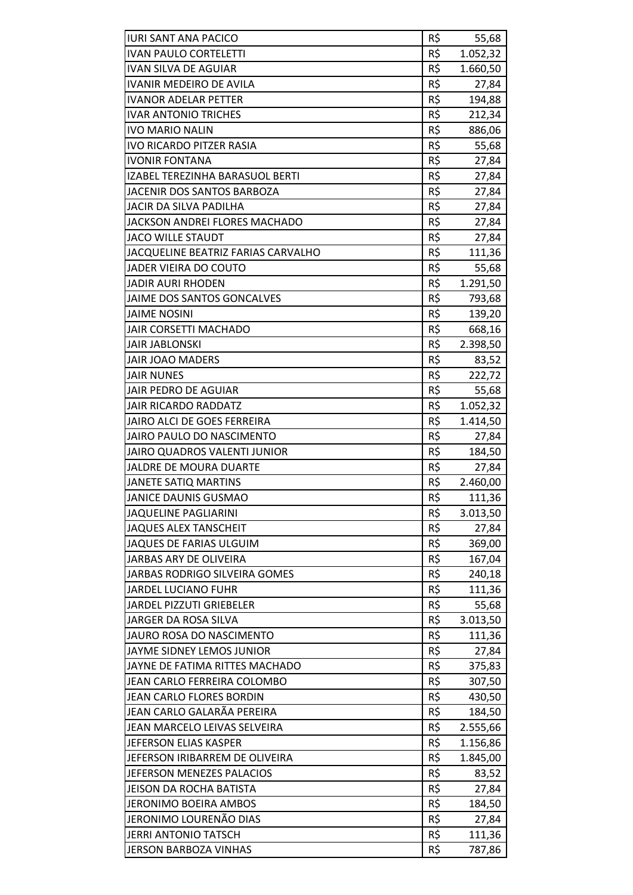| | | |
|---|---|---|
| IURI SANT ANA PACICO | R$ | 55,68 |
| IVAN PAULO CORTELETTI | R$ | 1.052,32 |
| IVAN SILVA DE AGUIAR | R$ | 1.660,50 |
| IVANIR MEDEIRO DE AVILA | R$ | 27,84 |
| IVANOR ADELAR PETTER | R$ | 194,88 |
| IVAR ANTONIO TRICHES | R$ | 212,34 |
| IVO MARIO NALIN | R$ | 886,06 |
| IVO RICARDO PITZER RASIA | R$ | 55,68 |
| IVONIR FONTANA | R$ | 27,84 |
| IZABEL TEREZINHA BARASUOL BERTI | R$ | 27,84 |
| JACENIR DOS SANTOS BARBOZA | R$ | 27,84 |
| JACIR DA SILVA PADILHA | R$ | 27,84 |
| JACKSON ANDREI FLORES MACHADO | R$ | 27,84 |
| JACO WILLE STAUDT | R$ | 27,84 |
| JACQUELINE BEATRIZ FARIAS CARVALHO | R$ | 111,36 |
| JADER VIEIRA DO COUTO | R$ | 55,68 |
| JADIR AURI RHODEN | R$ | 1.291,50 |
| JAIME DOS SANTOS GONCALVES | R$ | 793,68 |
| JAIME NOSINI | R$ | 139,20 |
| JAIR CORSETTI MACHADO | R$ | 668,16 |
| JAIR JABLONSKI | R$ | 2.398,50 |
| JAIR JOAO MADERS | R$ | 83,52 |
| JAIR NUNES | R$ | 222,72 |
| JAIR PEDRO DE AGUIAR | R$ | 55,68 |
| JAIR RICARDO RADDATZ | R$ | 1.052,32 |
| JAIRO ALCI DE GOES FERREIRA | R$ | 1.414,50 |
| JAIRO PAULO DO NASCIMENTO | R$ | 27,84 |
| JAIRO QUADROS VALENTI JUNIOR | R$ | 184,50 |
| JALDRE DE MOURA DUARTE | R$ | 27,84 |
| JANETE SATIQ MARTINS | R$ | 2.460,00 |
| JANICE DAUNIS GUSMAO | R$ | 111,36 |
| JAQUELINE PAGLIARINI | R$ | 3.013,50 |
| JAQUES ALEX TANSCHEIT | R$ | 27,84 |
| JAQUES DE FARIAS ULGUIM | R$ | 369,00 |
| JARBAS ARY DE OLIVEIRA | R$ | 167,04 |
| JARBAS RODRIGO SILVEIRA GOMES | R$ | 240,18 |
| JARDEL LUCIANO FUHR | R$ | 111,36 |
| JARDEL PIZZUTI GRIEBELER | R$ | 55,68 |
| JARGER DA ROSA SILVA | R$ | 3.013,50 |
| JAURO ROSA DO NASCIMENTO | R$ | 111,36 |
| JAYME SIDNEY LEMOS JUNIOR | R$ | 27,84 |
| JAYNE DE FATIMA RITTES MACHADO | R$ | 375,83 |
| JEAN CARLO FERREIRA COLOMBO | R$ | 307,50 |
| JEAN CARLO FLORES BORDIN | R$ | 430,50 |
| JEAN CARLO GALARÃA PEREIRA | R$ | 184,50 |
| JEAN MARCELO LEIVAS SELVEIRA | R$ | 2.555,66 |
| JEFERSON ELIAS KASPER | R$ | 1.156,86 |
| JEFERSON IRIBARREM DE OLIVEIRA | R$ | 1.845,00 |
| JEFERSON MENEZES PALACIOS | R$ | 83,52 |
| JEISON DA ROCHA BATISTA | R$ | 27,84 |
| JERONIMO BOEIRA AMBOS | R$ | 184,50 |
| JERONIMO LOURENÃO DIAS | R$ | 27,84 |
| JERRI ANTONIO TATSCH | R$ | 111,36 |
| JERSON BARBOZA VINHAS | R$ | 787,86 |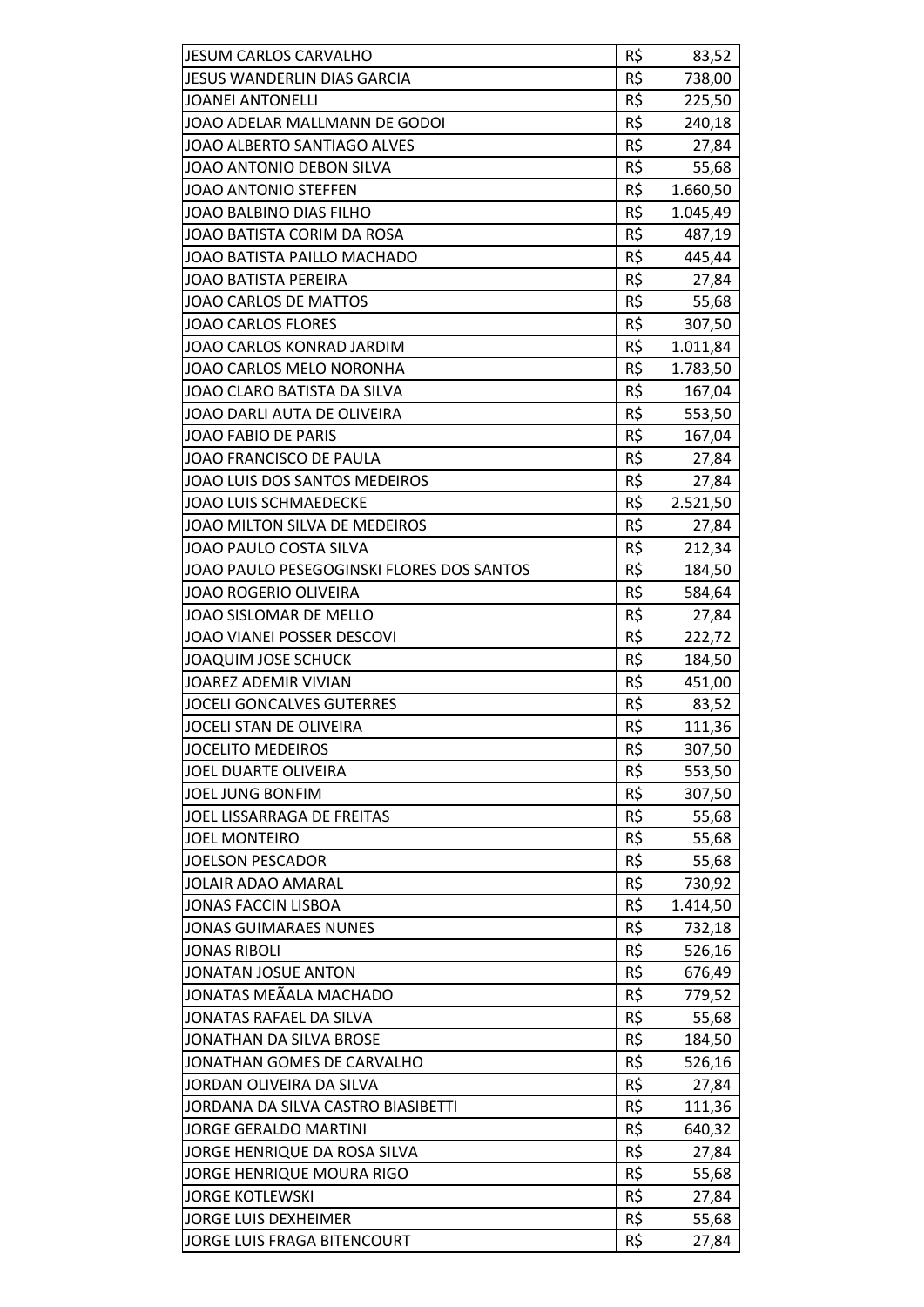| | | |
|---|---|---|
| JESUM CARLOS CARVALHO | R$ | 83,52 |
| JESUS WANDERLIN DIAS GARCIA | R$ | 738,00 |
| JOANEI ANTONELLI | R$ | 225,50 |
| JOAO ADELAR MALLMANN DE GODOI | R$ | 240,18 |
| JOAO ALBERTO SANTIAGO ALVES | R$ | 27,84 |
| JOAO ANTONIO DEBON SILVA | R$ | 55,68 |
| JOAO ANTONIO STEFFEN | R$ | 1.660,50 |
| JOAO BALBINO DIAS FILHO | R$ | 1.045,49 |
| JOAO BATISTA CORIM DA ROSA | R$ | 487,19 |
| JOAO BATISTA PAILLO MACHADO | R$ | 445,44 |
| JOAO BATISTA PEREIRA | R$ | 27,84 |
| JOAO CARLOS DE MATTOS | R$ | 55,68 |
| JOAO CARLOS FLORES | R$ | 307,50 |
| JOAO CARLOS KONRAD JARDIM | R$ | 1.011,84 |
| JOAO CARLOS MELO NORONHA | R$ | 1.783,50 |
| JOAO CLARO BATISTA DA SILVA | R$ | 167,04 |
| JOAO DARLI AUTA DE OLIVEIRA | R$ | 553,50 |
| JOAO FABIO DE PARIS | R$ | 167,04 |
| JOAO FRANCISCO DE PAULA | R$ | 27,84 |
| JOAO LUIS DOS SANTOS MEDEIROS | R$ | 27,84 |
| JOAO LUIS SCHMAEDECKE | R$ | 2.521,50 |
| JOAO MILTON SILVA DE MEDEIROS | R$ | 27,84 |
| JOAO PAULO COSTA SILVA | R$ | 212,34 |
| JOAO PAULO PESEGOGINSKI FLORES DOS SANTOS | R$ | 184,50 |
| JOAO ROGERIO OLIVEIRA | R$ | 584,64 |
| JOAO SISLOMAR DE MELLO | R$ | 27,84 |
| JOAO VIANEI POSSER DESCOVI | R$ | 222,72 |
| JOAQUIM JOSE SCHUCK | R$ | 184,50 |
| JOAREZ ADEMIR VIVIAN | R$ | 451,00 |
| JOCELI GONCALVES GUTERRES | R$ | 83,52 |
| JOCELI STAN DE OLIVEIRA | R$ | 111,36 |
| JOCELITO MEDEIROS | R$ | 307,50 |
| JOEL DUARTE OLIVEIRA | R$ | 553,50 |
| JOEL JUNG BONFIM | R$ | 307,50 |
| JOEL LISSARRAGA DE FREITAS | R$ | 55,68 |
| JOEL MONTEIRO | R$ | 55,68 |
| JOELSON PESCADOR | R$ | 55,68 |
| JOLAIR ADAO AMARAL | R$ | 730,92 |
| JONAS FACCIN LISBOA | R$ | 1.414,50 |
| JONAS GUIMARAES NUNES | R$ | 732,18 |
| JONAS RIBOLI | R$ | 526,16 |
| JONATAN JOSUE ANTON | R$ | 676,49 |
| JONATAS MEÃALA MACHADO | R$ | 779,52 |
| JONATAS RAFAEL DA SILVA | R$ | 55,68 |
| JONATHAN DA SILVA BROSE | R$ | 184,50 |
| JONATHAN GOMES DE CARVALHO | R$ | 526,16 |
| JORDAN OLIVEIRA DA SILVA | R$ | 27,84 |
| JORDANA DA SILVA CASTRO BIASIBETTI | R$ | 111,36 |
| JORGE GERALDO MARTINI | R$ | 640,32 |
| JORGE HENRIQUE DA ROSA SILVA | R$ | 27,84 |
| JORGE HENRIQUE MOURA RIGO | R$ | 55,68 |
| JORGE KOTLEWSKI | R$ | 27,84 |
| JORGE LUIS DEXHEIMER | R$ | 55,68 |
| JORGE LUIS FRAGA BITENCOURT | R$ | 27,84 |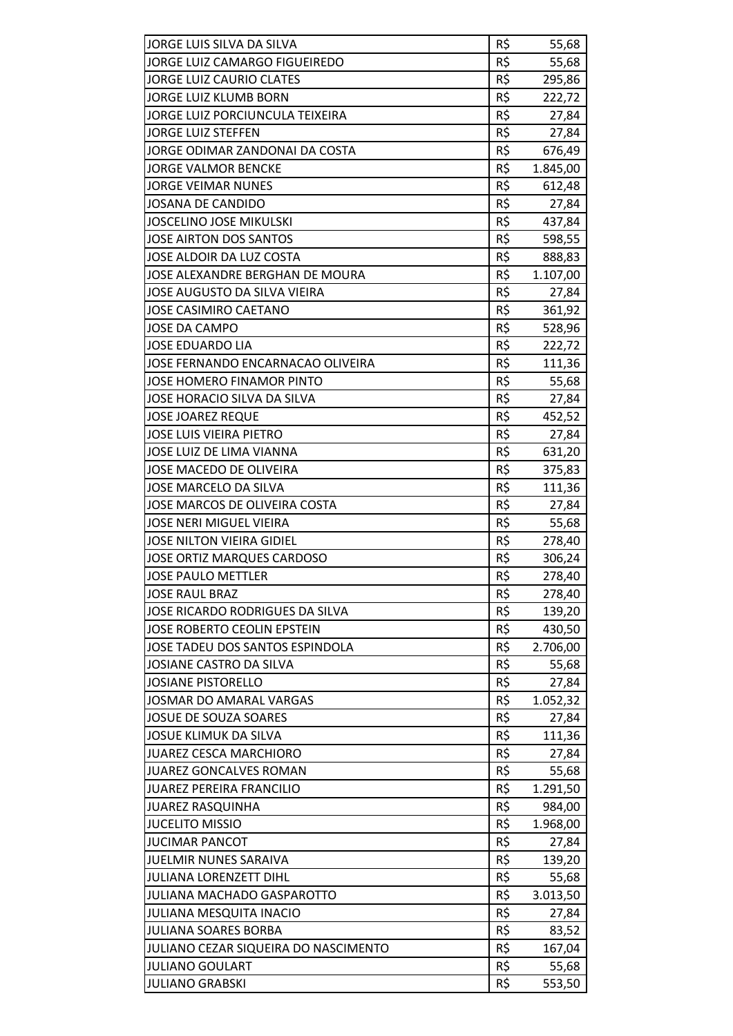| | | |
|---|---|---|
| JORGE LUIS SILVA DA SILVA | R$ | 55,68 |
| JORGE LUIZ CAMARGO FIGUEIREDO | R$ | 55,68 |
| JORGE LUIZ CAURIO CLATES | R$ | 295,86 |
| JORGE LUIZ KLUMB BORN | R$ | 222,72 |
| JORGE LUIZ PORCIUNCULA TEIXEIRA | R$ | 27,84 |
| JORGE LUIZ STEFFEN | R$ | 27,84 |
| JORGE ODIMAR ZANDONAI DA COSTA | R$ | 676,49 |
| JORGE VALMOR BENCKE | R$ | 1.845,00 |
| JORGE VEIMAR NUNES | R$ | 612,48 |
| JOSANA DE CANDIDO | R$ | 27,84 |
| JOSCELINO JOSE MIKULSKI | R$ | 437,84 |
| JOSE AIRTON DOS SANTOS | R$ | 598,55 |
| JOSE ALDOIR DA LUZ COSTA | R$ | 888,83 |
| JOSE ALEXANDRE BERGHAN DE MOURA | R$ | 1.107,00 |
| JOSE AUGUSTO DA SILVA VIEIRA | R$ | 27,84 |
| JOSE CASIMIRO CAETANO | R$ | 361,92 |
| JOSE DA CAMPO | R$ | 528,96 |
| JOSE EDUARDO LIA | R$ | 222,72 |
| JOSE FERNANDO ENCARNACAO OLIVEIRA | R$ | 111,36 |
| JOSE HOMERO FINAMOR PINTO | R$ | 55,68 |
| JOSE HORACIO SILVA DA SILVA | R$ | 27,84 |
| JOSE JOAREZ REQUE | R$ | 452,52 |
| JOSE LUIS VIEIRA PIETRO | R$ | 27,84 |
| JOSE LUIZ DE LIMA VIANNA | R$ | 631,20 |
| JOSE MACEDO DE OLIVEIRA | R$ | 375,83 |
| JOSE MARCELO DA SILVA | R$ | 111,36 |
| JOSE MARCOS DE OLIVEIRA COSTA | R$ | 27,84 |
| JOSE NERI MIGUEL VIEIRA | R$ | 55,68 |
| JOSE NILTON VIEIRA GIDIEL | R$ | 278,40 |
| JOSE ORTIZ MARQUES CARDOSO | R$ | 306,24 |
| JOSE PAULO METTLER | R$ | 278,40 |
| JOSE RAUL BRAZ | R$ | 278,40 |
| JOSE RICARDO RODRIGUES DA SILVA | R$ | 139,20 |
| JOSE ROBERTO CEOLIN EPSTEIN | R$ | 430,50 |
| JOSE TADEU DOS SANTOS ESPINDOLA | R$ | 2.706,00 |
| JOSIANE CASTRO DA SILVA | R$ | 55,68 |
| JOSIANE PISTORELLO | R$ | 27,84 |
| JOSMAR DO AMARAL VARGAS | R$ | 1.052,32 |
| JOSUE DE SOUZA SOARES | R$ | 27,84 |
| JOSUE KLIMUK DA SILVA | R$ | 111,36 |
| JUAREZ CESCA MARCHIORO | R$ | 27,84 |
| JUAREZ GONCALVES ROMAN | R$ | 55,68 |
| JUAREZ PEREIRA FRANCILIO | R$ | 1.291,50 |
| JUAREZ RASQUINHA | R$ | 984,00 |
| JUCELITO MISSIO | R$ | 1.968,00 |
| JUCIMAR PANCOT | R$ | 27,84 |
| JUELMIR NUNES SARAIVA | R$ | 139,20 |
| JULIANA LORENZETT DIHL | R$ | 55,68 |
| JULIANA MACHADO GASPAROTTO | R$ | 3.013,50 |
| JULIANA MESQUITA INACIO | R$ | 27,84 |
| JULIANA SOARES BORBA | R$ | 83,52 |
| JULIANO CEZAR SIQUEIRA DO NASCIMENTO | R$ | 167,04 |
| JULIANO GOULART | R$ | 55,68 |
| JULIANO GRABSKI | R$ | 553,50 |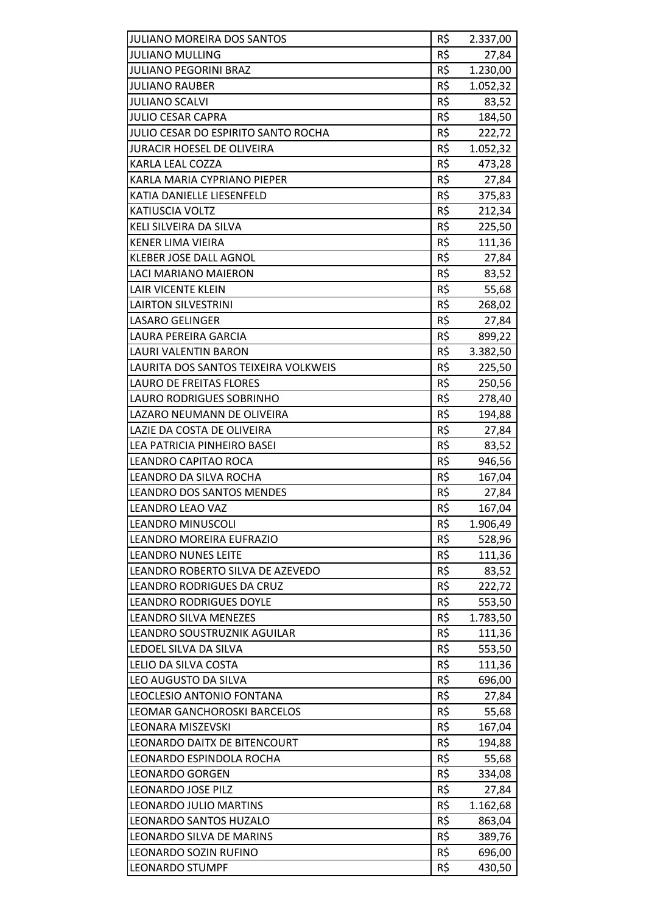| | | |
|---|---|---|
| JULIANO MOREIRA DOS SANTOS | R$ | 2.337,00 |
| JULIANO MULLING | R$ | 27,84 |
| JULIANO PEGORINI BRAZ | R$ | 1.230,00 |
| JULIANO RAUBER | R$ | 1.052,32 |
| JULIANO SCALVI | R$ | 83,52 |
| JULIO CESAR CAPRA | R$ | 184,50 |
| JULIO CESAR DO ESPIRITO SANTO ROCHA | R$ | 222,72 |
| JURACIR HOESEL DE OLIVEIRA | R$ | 1.052,32 |
| KARLA LEAL COZZA | R$ | 473,28 |
| KARLA MARIA CYPRIANO PIEPER | R$ | 27,84 |
| KATIA DANIELLE LIESENFELD | R$ | 375,83 |
| KATIUSCIA VOLTZ | R$ | 212,34 |
| KELI SILVEIRA DA SILVA | R$ | 225,50 |
| KENER LIMA VIEIRA | R$ | 111,36 |
| KLEBER JOSE DALL AGNOL | R$ | 27,84 |
| LACI MARIANO MAIERON | R$ | 83,52 |
| LAIR VICENTE KLEIN | R$ | 55,68 |
| LAIRTON SILVESTRINI | R$ | 268,02 |
| LASARO GELINGER | R$ | 27,84 |
| LAURA PEREIRA GARCIA | R$ | 899,22 |
| LAURI VALENTIN BARON | R$ | 3.382,50 |
| LAURITA DOS SANTOS TEIXEIRA VOLKWEIS | R$ | 225,50 |
| LAURO DE FREITAS FLORES | R$ | 250,56 |
| LAURO RODRIGUES SOBRINHO | R$ | 278,40 |
| LAZARO NEUMANN DE OLIVEIRA | R$ | 194,88 |
| LAZIE DA COSTA DE OLIVEIRA | R$ | 27,84 |
| LEA PATRICIA PINHEIRO BASEI | R$ | 83,52 |
| LEANDRO CAPITAO ROCA | R$ | 946,56 |
| LEANDRO DA SILVA ROCHA | R$ | 167,04 |
| LEANDRO DOS SANTOS MENDES | R$ | 27,84 |
| LEANDRO LEAO VAZ | R$ | 167,04 |
| LEANDRO MINUSCOLI | R$ | 1.906,49 |
| LEANDRO MOREIRA EUFRAZIO | R$ | 528,96 |
| LEANDRO NUNES LEITE | R$ | 111,36 |
| LEANDRO ROBERTO SILVA DE AZEVEDO | R$ | 83,52 |
| LEANDRO RODRIGUES DA CRUZ | R$ | 222,72 |
| LEANDRO RODRIGUES DOYLE | R$ | 553,50 |
| LEANDRO SILVA MENEZES | R$ | 1.783,50 |
| LEANDRO SOUSTRUZNIK AGUILAR | R$ | 111,36 |
| LEDOEL SILVA DA SILVA | R$ | 553,50 |
| LELIO DA SILVA COSTA | R$ | 111,36 |
| LEO AUGUSTO DA SILVA | R$ | 696,00 |
| LEOCLESIO ANTONIO FONTANA | R$ | 27,84 |
| LEOMAR GANCHOROSKI BARCELOS | R$ | 55,68 |
| LEONARA MISZEVSKI | R$ | 167,04 |
| LEONARDO DAITX DE BITENCOURT | R$ | 194,88 |
| LEONARDO ESPINDOLA ROCHA | R$ | 55,68 |
| LEONARDO GORGEN | R$ | 334,08 |
| LEONARDO JOSE PILZ | R$ | 27,84 |
| LEONARDO JULIO MARTINS | R$ | 1.162,68 |
| LEONARDO SANTOS HUZALO | R$ | 863,04 |
| LEONARDO SILVA DE MARINS | R$ | 389,76 |
| LEONARDO SOZIN RUFINO | R$ | 696,00 |
| LEONARDO STUMPF | R$ | 430,50 |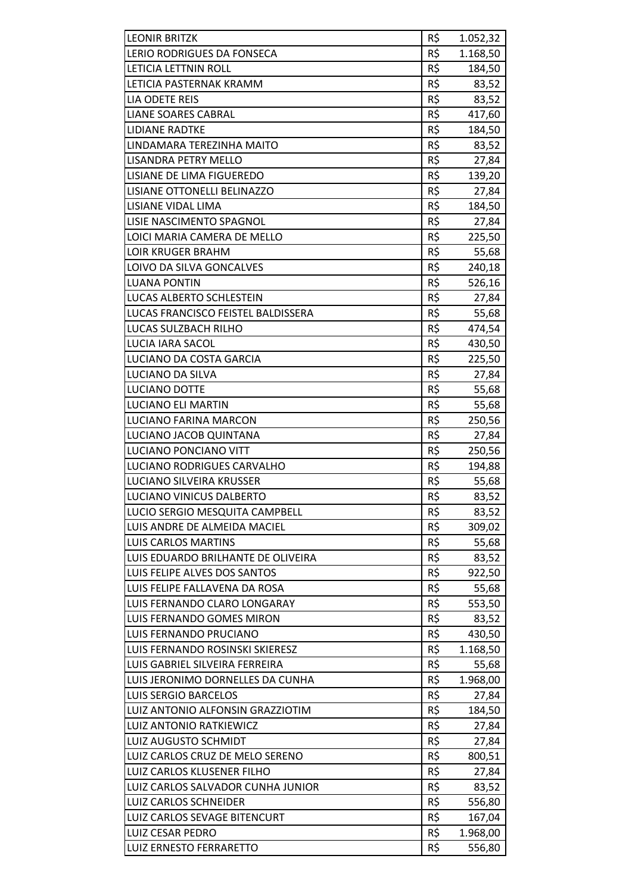| | | |
|---|---|---|
| LEONIR BRITZK | R$ | 1.052,32 |
| LERIO RODRIGUES DA FONSECA | R$ | 1.168,50 |
| LETICIA LETTNIN ROLL | R$ | 184,50 |
| LETICIA PASTERNAK KRAMM | R$ | 83,52 |
| LIA ODETE REIS | R$ | 83,52 |
| LIANE SOARES CABRAL | R$ | 417,60 |
| LIDIANE RADTKE | R$ | 184,50 |
| LINDAMARA TEREZINHA MAITO | R$ | 83,52 |
| LISANDRA PETRY MELLO | R$ | 27,84 |
| LISIANE DE LIMA FIGUEREDO | R$ | 139,20 |
| LISIANE OTTONELLI BELINAZZO | R$ | 27,84 |
| LISIANE VIDAL LIMA | R$ | 184,50 |
| LISIE NASCIMENTO SPAGNOL | R$ | 27,84 |
| LOICI MARIA CAMERA DE MELLO | R$ | 225,50 |
| LOIR KRUGER BRAHM | R$ | 55,68 |
| LOIVO DA SILVA GONCALVES | R$ | 240,18 |
| LUANA PONTIN | R$ | 526,16 |
| LUCAS ALBERTO SCHLESTEIN | R$ | 27,84 |
| LUCAS FRANCISCO FEISTEL BALDISSERA | R$ | 55,68 |
| LUCAS SULZBACH RILHO | R$ | 474,54 |
| LUCIA IARA SACOL | R$ | 430,50 |
| LUCIANO DA COSTA GARCIA | R$ | 225,50 |
| LUCIANO DA SILVA | R$ | 27,84 |
| LUCIANO DOTTE | R$ | 55,68 |
| LUCIANO ELI MARTIN | R$ | 55,68 |
| LUCIANO FARINA MARCON | R$ | 250,56 |
| LUCIANO JACOB QUINTANA | R$ | 27,84 |
| LUCIANO PONCIANO VITT | R$ | 250,56 |
| LUCIANO RODRIGUES CARVALHO | R$ | 194,88 |
| LUCIANO SILVEIRA KRUSSER | R$ | 55,68 |
| LUCIANO VINICUS DALBERTO | R$ | 83,52 |
| LUCIO SERGIO MESQUITA CAMPBELL | R$ | 83,52 |
| LUIS ANDRE DE ALMEIDA MACIEL | R$ | 309,02 |
| LUIS CARLOS MARTINS | R$ | 55,68 |
| LUIS EDUARDO BRILHANTE DE OLIVEIRA | R$ | 83,52 |
| LUIS FELIPE ALVES DOS SANTOS | R$ | 922,50 |
| LUIS FELIPE FALLAVENA DA ROSA | R$ | 55,68 |
| LUIS FERNANDO CLARO LONGARAY | R$ | 553,50 |
| LUIS FERNANDO GOMES MIRON | R$ | 83,52 |
| LUIS FERNANDO PRUCIANO | R$ | 430,50 |
| LUIS FERNANDO ROSINSKI SKIERESZ | R$ | 1.168,50 |
| LUIS GABRIEL SILVEIRA FERREIRA | R$ | 55,68 |
| LUIS JERONIMO DORNELLES DA CUNHA | R$ | 1.968,00 |
| LUIS SERGIO BARCELOS | R$ | 27,84 |
| LUIZ ANTONIO ALFONSIN GRAZZIOTIM | R$ | 184,50 |
| LUIZ ANTONIO RATKIEWICZ | R$ | 27,84 |
| LUIZ AUGUSTO SCHMIDT | R$ | 27,84 |
| LUIZ CARLOS CRUZ DE MELO SERENO | R$ | 800,51 |
| LUIZ CARLOS KLUSENER FILHO | R$ | 27,84 |
| LUIZ CARLOS SALVADOR CUNHA JUNIOR | R$ | 83,52 |
| LUIZ CARLOS SCHNEIDER | R$ | 556,80 |
| LUIZ CARLOS SEVAGE BITENCURT | R$ | 167,04 |
| LUIZ CESAR PEDRO | R$ | 1.968,00 |
| LUIZ ERNESTO FERRARETTO | R$ | 556,80 |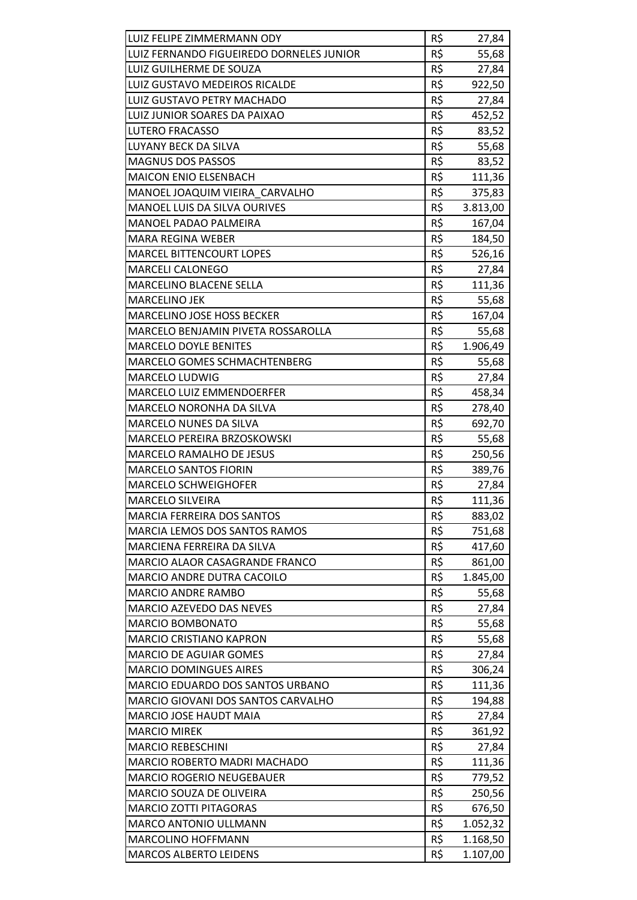| | | |
|---|---|---|
| LUIZ FELIPE ZIMMERMANN ODY | R$ | 27,84 |
| LUIZ FERNANDO FIGUEIREDO DORNELES JUNIOR | R$ | 55,68 |
| LUIZ GUILHERME DE SOUZA | R$ | 27,84 |
| LUIZ GUSTAVO MEDEIROS RICALDE | R$ | 922,50 |
| LUIZ GUSTAVO PETRY MACHADO | R$ | 27,84 |
| LUIZ JUNIOR SOARES DA PAIXAO | R$ | 452,52 |
| LUTERO FRACASSO | R$ | 83,52 |
| LUYANY BECK DA SILVA | R$ | 55,68 |
| MAGNUS DOS PASSOS | R$ | 83,52 |
| MAICON ENIO ELSENBACH | R$ | 111,36 |
| MANOEL JOAQUIM VIEIRA_CARVALHO | R$ | 375,83 |
| MANOEL LUIS DA SILVA OURIVES | R$ | 3.813,00 |
| MANOEL PADAO PALMEIRA | R$ | 167,04 |
| MARA REGINA WEBER | R$ | 184,50 |
| MARCEL BITTENCOURT LOPES | R$ | 526,16 |
| MARCELI CALONEGO | R$ | 27,84 |
| MARCELINO BLACENE SELLA | R$ | 111,36 |
| MARCELINO JEK | R$ | 55,68 |
| MARCELINO JOSE HOSS BECKER | R$ | 167,04 |
| MARCELO BENJAMIN PIVETA ROSSAROLLA | R$ | 55,68 |
| MARCELO DOYLE BENITES | R$ | 1.906,49 |
| MARCELO GOMES SCHMACHTENBERG | R$ | 55,68 |
| MARCELO LUDWIG | R$ | 27,84 |
| MARCELO LUIZ EMMENDOERFER | R$ | 458,34 |
| MARCELO NORONHA DA SILVA | R$ | 278,40 |
| MARCELO NUNES DA SILVA | R$ | 692,70 |
| MARCELO PEREIRA BRZOSKOWSKI | R$ | 55,68 |
| MARCELO RAMALHO DE JESUS | R$ | 250,56 |
| MARCELO SANTOS FIORIN | R$ | 389,76 |
| MARCELO SCHWEIGHOFER | R$ | 27,84 |
| MARCELO SILVEIRA | R$ | 111,36 |
| MARCIA FERREIRA DOS SANTOS | R$ | 883,02 |
| MARCIA LEMOS DOS SANTOS RAMOS | R$ | 751,68 |
| MARCIENA FERREIRA DA SILVA | R$ | 417,60 |
| MARCIO ALAOR CASAGRANDE FRANCO | R$ | 861,00 |
| MARCIO ANDRE DUTRA CACOILO | R$ | 1.845,00 |
| MARCIO ANDRE RAMBO | R$ | 55,68 |
| MARCIO AZEVEDO DAS NEVES | R$ | 27,84 |
| MARCIO BOMBONATO | R$ | 55,68 |
| MARCIO CRISTIANO KAPRON | R$ | 55,68 |
| MARCIO DE AGUIAR GOMES | R$ | 27,84 |
| MARCIO DOMINGUES AIRES | R$ | 306,24 |
| MARCIO EDUARDO DOS SANTOS URBANO | R$ | 111,36 |
| MARCIO GIOVANI DOS SANTOS CARVALHO | R$ | 194,88 |
| MARCIO JOSE HAUDT MAIA | R$ | 27,84 |
| MARCIO MIREK | R$ | 361,92 |
| MARCIO REBESCHINI | R$ | 27,84 |
| MARCIO ROBERTO MADRI MACHADO | R$ | 111,36 |
| MARCIO ROGERIO NEUGEBAUER | R$ | 779,52 |
| MARCIO SOUZA DE OLIVEIRA | R$ | 250,56 |
| MARCIO ZOTTI PITAGORAS | R$ | 676,50 |
| MARCO ANTONIO ULLMANN | R$ | 1.052,32 |
| MARCOLINO HOFFMANN | R$ | 1.168,50 |
| MARCOS ALBERTO LEIDENS | R$ | 1.107,00 |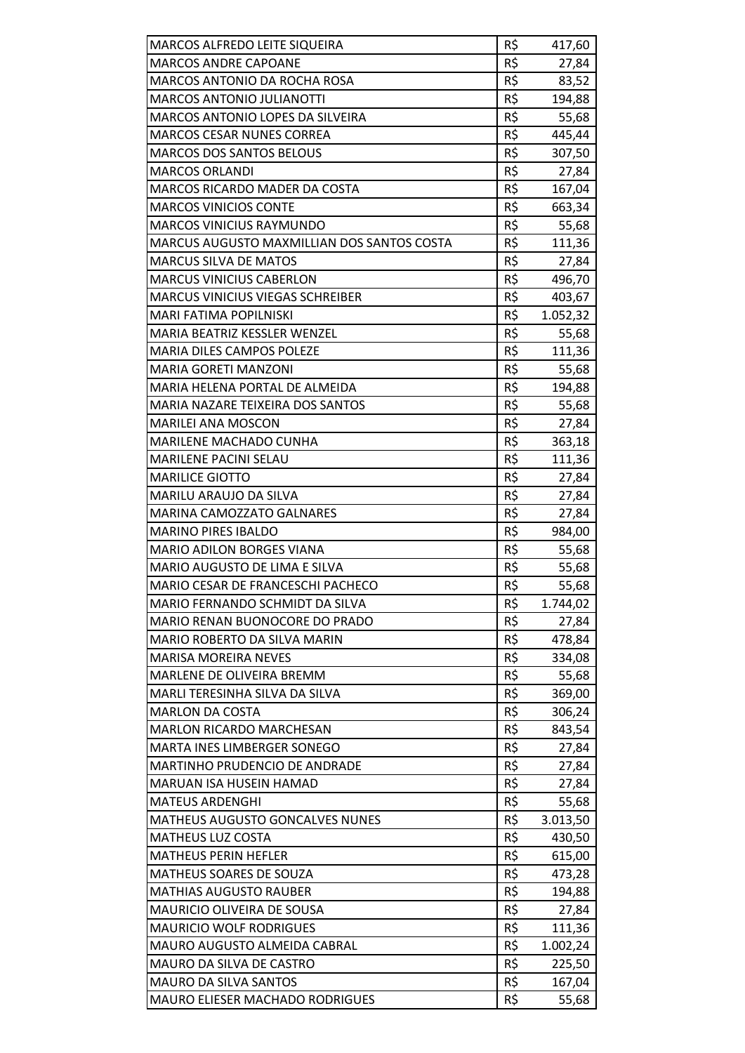| | | |
|---|---|---|
| MARCOS ALFREDO LEITE SIQUEIRA | R$ | 417,60 |
| MARCOS ANDRE CAPOANE | R$ | 27,84 |
| MARCOS ANTONIO DA ROCHA ROSA | R$ | 83,52 |
| MARCOS ANTONIO JULIANOTTI | R$ | 194,88 |
| MARCOS ANTONIO LOPES DA SILVEIRA | R$ | 55,68 |
| MARCOS CESAR NUNES CORREA | R$ | 445,44 |
| MARCOS DOS SANTOS BELOUS | R$ | 307,50 |
| MARCOS ORLANDI | R$ | 27,84 |
| MARCOS RICARDO MADER DA COSTA | R$ | 167,04 |
| MARCOS VINICIOS CONTE | R$ | 663,34 |
| MARCOS VINICIUS RAYMUNDO | R$ | 55,68 |
| MARCUS AUGUSTO MAXMILLIAN DOS SANTOS COSTA | R$ | 111,36 |
| MARCUS SILVA DE MATOS | R$ | 27,84 |
| MARCUS VINICIUS CABERLON | R$ | 496,70 |
| MARCUS VINICIUS VIEGAS SCHREIBER | R$ | 403,67 |
| MARI FATIMA POPILNISKI | R$ | 1.052,32 |
| MARIA BEATRIZ KESSLER WENZEL | R$ | 55,68 |
| MARIA DILES CAMPOS POLEZE | R$ | 111,36 |
| MARIA GORETI MANZONI | R$ | 55,68 |
| MARIA HELENA PORTAL DE ALMEIDA | R$ | 194,88 |
| MARIA NAZARE TEIXEIRA DOS SANTOS | R$ | 55,68 |
| MARILEI ANA MOSCON | R$ | 27,84 |
| MARILENE MACHADO CUNHA | R$ | 363,18 |
| MARILENE PACINI SELAU | R$ | 111,36 |
| MARILICE GIOTTO | R$ | 27,84 |
| MARILU ARAUJO DA SILVA | R$ | 27,84 |
| MARINA CAMOZZATO GALNARES | R$ | 27,84 |
| MARINO PIRES IBALDO | R$ | 984,00 |
| MARIO ADILON BORGES VIANA | R$ | 55,68 |
| MARIO AUGUSTO DE LIMA E SILVA | R$ | 55,68 |
| MARIO CESAR DE FRANCESCHI PACHECO | R$ | 55,68 |
| MARIO FERNANDO SCHMIDT DA SILVA | R$ | 1.744,02 |
| MARIO RENAN BUONOCORE DO PRADO | R$ | 27,84 |
| MARIO ROBERTO DA SILVA MARIN | R$ | 478,84 |
| MARISA MOREIRA NEVES | R$ | 334,08 |
| MARLENE DE OLIVEIRA BREMM | R$ | 55,68 |
| MARLI TERESINHA SILVA DA SILVA | R$ | 369,00 |
| MARLON DA COSTA | R$ | 306,24 |
| MARLON RICARDO MARCHESAN | R$ | 843,54 |
| MARTA INES LIMBERGER SONEGO | R$ | 27,84 |
| MARTINHO PRUDENCIO DE ANDRADE | R$ | 27,84 |
| MARUAN ISA HUSEIN HAMAD | R$ | 27,84 |
| MATEUS ARDENGHI | R$ | 55,68 |
| MATHEUS AUGUSTO GONCALVES NUNES | R$ | 3.013,50 |
| MATHEUS LUZ COSTA | R$ | 430,50 |
| MATHEUS PERIN HEFLER | R$ | 615,00 |
| MATHEUS SOARES DE SOUZA | R$ | 473,28 |
| MATHIAS AUGUSTO RAUBER | R$ | 194,88 |
| MAURICIO OLIVEIRA DE SOUSA | R$ | 27,84 |
| MAURICIO WOLF RODRIGUES | R$ | 111,36 |
| MAURO AUGUSTO ALMEIDA CABRAL | R$ | 1.002,24 |
| MAURO DA SILVA DE CASTRO | R$ | 225,50 |
| MAURO DA SILVA SANTOS | R$ | 167,04 |
| MAURO ELIESER MACHADO RODRIGUES | R$ | 55,68 |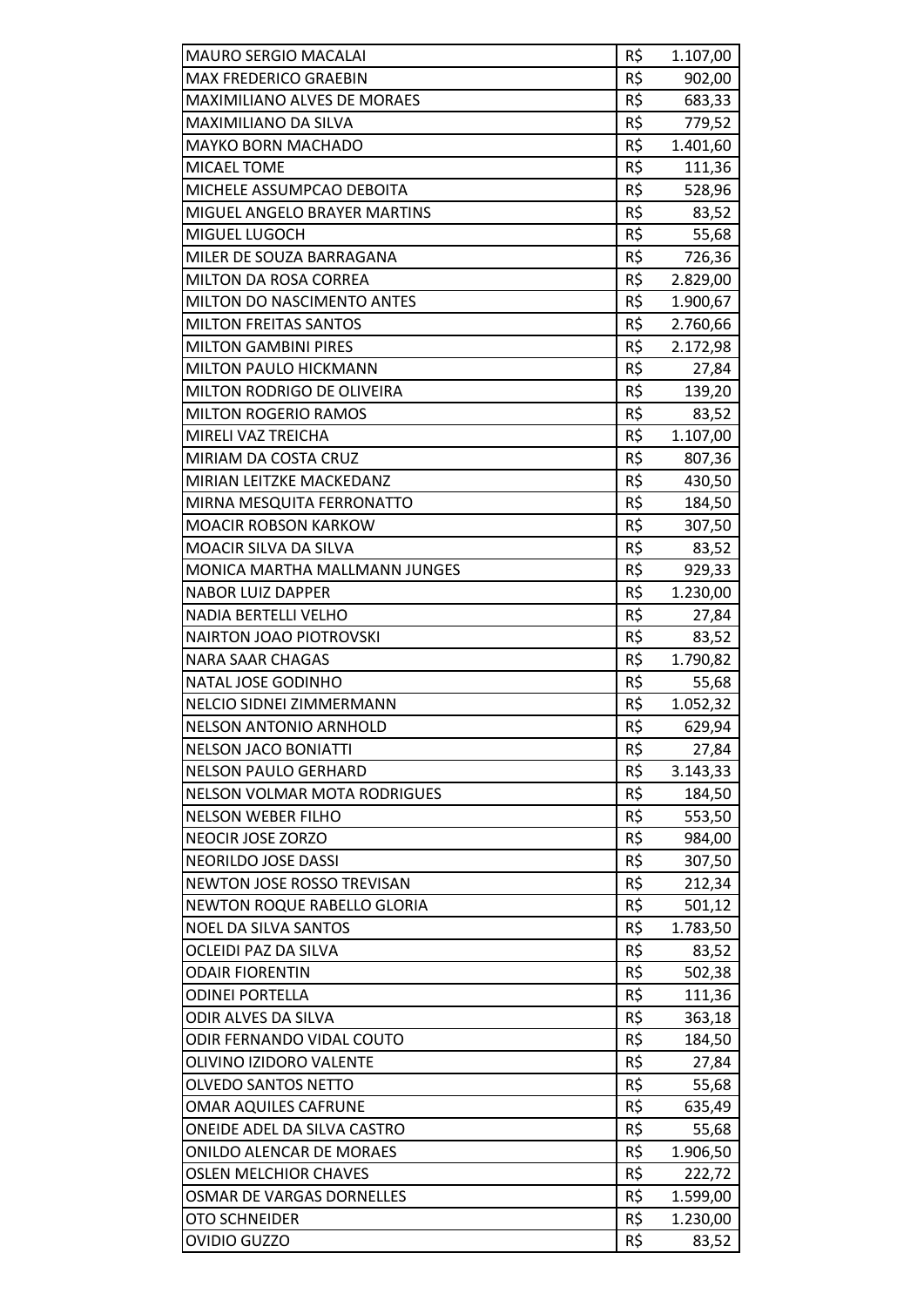| | | |
|---|---|---|
| MAURO SERGIO MACALAI | R$ | 1.107,00 |
| MAX FREDERICO GRAEBIN | R$ | 902,00 |
| MAXIMILIANO ALVES DE MORAES | R$ | 683,33 |
| MAXIMILIANO DA SILVA | R$ | 779,52 |
| MAYKO BORN MACHADO | R$ | 1.401,60 |
| MICAEL TOME | R$ | 111,36 |
| MICHELE ASSUMPCAO DEBOITA | R$ | 528,96 |
| MIGUEL ANGELO BRAYER MARTINS | R$ | 83,52 |
| MIGUEL LUGOCH | R$ | 55,68 |
| MILER DE SOUZA BARRAGANA | R$ | 726,36 |
| MILTON DA ROSA CORREA | R$ | 2.829,00 |
| MILTON DO NASCIMENTO ANTES | R$ | 1.900,67 |
| MILTON FREITAS SANTOS | R$ | 2.760,66 |
| MILTON GAMBINI PIRES | R$ | 2.172,98 |
| MILTON PAULO HICKMANN | R$ | 27,84 |
| MILTON RODRIGO DE OLIVEIRA | R$ | 139,20 |
| MILTON ROGERIO RAMOS | R$ | 83,52 |
| MIRELI VAZ TREICHA | R$ | 1.107,00 |
| MIRIAM DA COSTA CRUZ | R$ | 807,36 |
| MIRIAN LEITZKE MACKEDANZ | R$ | 430,50 |
| MIRNA MESQUITA FERRONATTO | R$ | 184,50 |
| MOACIR ROBSON KARKOW | R$ | 307,50 |
| MOACIR SILVA DA SILVA | R$ | 83,52 |
| MONICA MARTHA MALLMANN JUNGES | R$ | 929,33 |
| NABOR LUIZ DAPPER | R$ | 1.230,00 |
| NADIA BERTELLI VELHO | R$ | 27,84 |
| NAIRTON JOAO PIOTROVSKI | R$ | 83,52 |
| NARA SAAR CHAGAS | R$ | 1.790,82 |
| NATAL JOSE GODINHO | R$ | 55,68 |
| NELCIO SIDNEI ZIMMERMANN | R$ | 1.052,32 |
| NELSON ANTONIO ARNHOLD | R$ | 629,94 |
| NELSON JACO BONIATTI | R$ | 27,84 |
| NELSON PAULO GERHARD | R$ | 3.143,33 |
| NELSON VOLMAR MOTA RODRIGUES | R$ | 184,50 |
| NELSON WEBER FILHO | R$ | 553,50 |
| NEOCIR JOSE ZORZO | R$ | 984,00 |
| NEORILDO JOSE DASSI | R$ | 307,50 |
| NEWTON JOSE ROSSO TREVISAN | R$ | 212,34 |
| NEWTON ROQUE RABELLO GLORIA | R$ | 501,12 |
| NOEL DA SILVA SANTOS | R$ | 1.783,50 |
| OCLEIDI PAZ DA SILVA | R$ | 83,52 |
| ODAIR FIORENTIN | R$ | 502,38 |
| ODINEI PORTELLA | R$ | 111,36 |
| ODIR ALVES DA SILVA | R$ | 363,18 |
| ODIR FERNANDO VIDAL COUTO | R$ | 184,50 |
| OLIVINO IZIDORO VALENTE | R$ | 27,84 |
| OLVEDO SANTOS NETTO | R$ | 55,68 |
| OMAR AQUILES CAFRUNE | R$ | 635,49 |
| ONEIDE ADEL DA SILVA CASTRO | R$ | 55,68 |
| ONILDO ALENCAR DE MORAES | R$ | 1.906,50 |
| OSLEN MELCHIOR CHAVES | R$ | 222,72 |
| OSMAR DE VARGAS DORNELLES | R$ | 1.599,00 |
| OTO SCHNEIDER | R$ | 1.230,00 |
| OVIDIO GUZZO | R$ | 83,52 |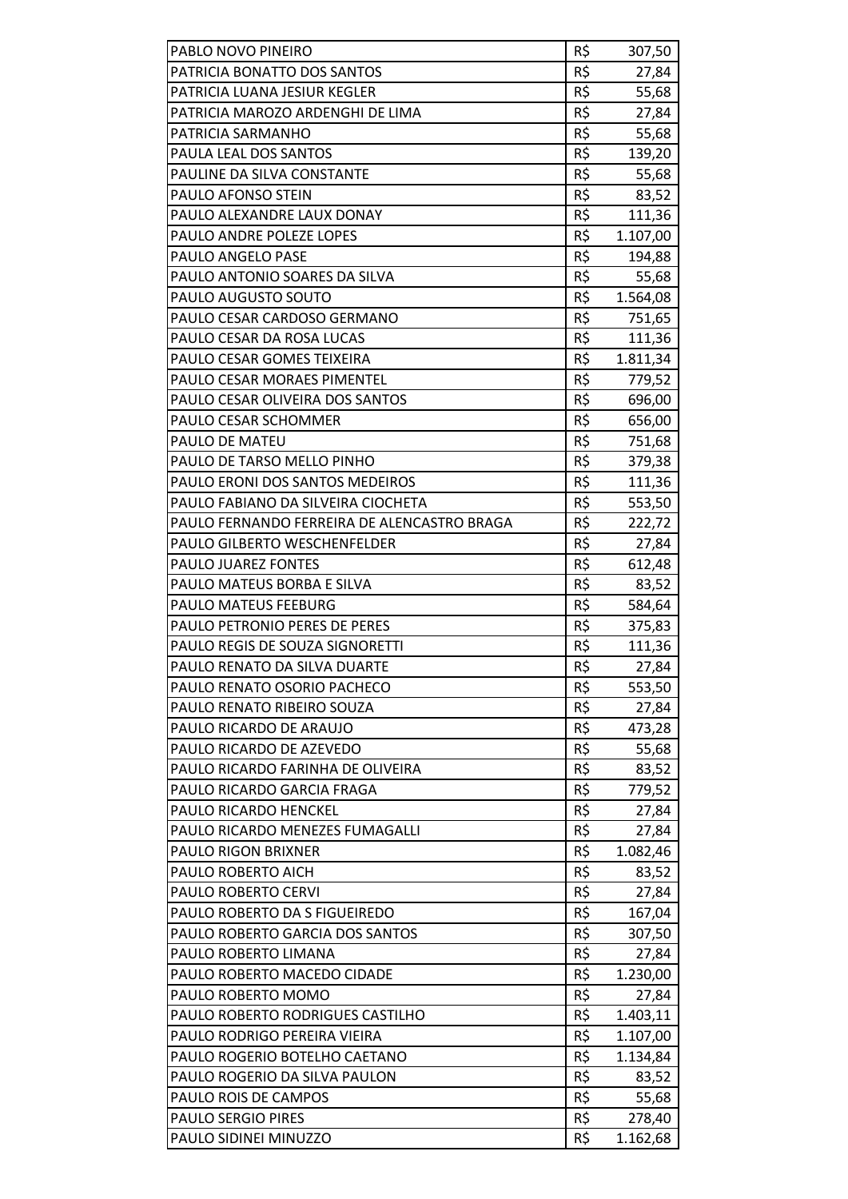| PABLO NOVO PINEIRO | R$ | 307,50 |
|---|---|---|
| PATRICIA BONATTO DOS SANTOS | R$ | 27,84 |
| PATRICIA LUANA JESIUR KEGLER | R$ | 55,68 |
| PATRICIA MAROZO ARDENGHI DE LIMA | R$ | 27,84 |
| PATRICIA SARMANHO | R$ | 55,68 |
| PAULA LEAL DOS SANTOS | R$ | 139,20 |
| PAULINE DA SILVA CONSTANTE | R$ | 55,68 |
| PAULO AFONSO STEIN | R$ | 83,52 |
| PAULO ALEXANDRE LAUX DONAY | R$ | 111,36 |
| PAULO ANDRE POLEZE LOPES | R$ | 1.107,00 |
| PAULO ANGELO PASE | R$ | 194,88 |
| PAULO ANTONIO SOARES DA SILVA | R$ | 55,68 |
| PAULO AUGUSTO SOUTO | R$ | 1.564,08 |
| PAULO CESAR CARDOSO GERMANO | R$ | 751,65 |
| PAULO CESAR DA ROSA LUCAS | R$ | 111,36 |
| PAULO CESAR GOMES TEIXEIRA | R$ | 1.811,34 |
| PAULO CESAR MORAES PIMENTEL | R$ | 779,52 |
| PAULO CESAR OLIVEIRA DOS SANTOS | R$ | 696,00 |
| PAULO CESAR SCHOMMER | R$ | 656,00 |
| PAULO DE MATEU | R$ | 751,68 |
| PAULO DE TARSO MELLO PINHO | R$ | 379,38 |
| PAULO ERONI DOS SANTOS MEDEIROS | R$ | 111,36 |
| PAULO FABIANO DA SILVEIRA CIOCHETA | R$ | 553,50 |
| PAULO FERNANDO FERREIRA DE ALENCASTRO BRAGA | R$ | 222,72 |
| PAULO GILBERTO WESCHENFELDER | R$ | 27,84 |
| PAULO JUAREZ FONTES | R$ | 612,48 |
| PAULO MATEUS BORBA E SILVA | R$ | 83,52 |
| PAULO MATEUS FEEBURG | R$ | 584,64 |
| PAULO PETRONIO PERES DE PERES | R$ | 375,83 |
| PAULO REGIS DE SOUZA SIGNORETTI | R$ | 111,36 |
| PAULO RENATO DA SILVA DUARTE | R$ | 27,84 |
| PAULO RENATO OSORIO PACHECO | R$ | 553,50 |
| PAULO RENATO RIBEIRO SOUZA | R$ | 27,84 |
| PAULO RICARDO DE ARAUJO | R$ | 473,28 |
| PAULO RICARDO DE AZEVEDO | R$ | 55,68 |
| PAULO RICARDO FARINHA DE OLIVEIRA | R$ | 83,52 |
| PAULO RICARDO GARCIA FRAGA | R$ | 779,52 |
| PAULO RICARDO HENCKEL | R$ | 27,84 |
| PAULO RICARDO MENEZES FUMAGALLI | R$ | 27,84 |
| PAULO RIGON BRIXNER | R$ | 1.082,46 |
| PAULO ROBERTO AICH | R$ | 83,52 |
| PAULO ROBERTO CERVI | R$ | 27,84 |
| PAULO ROBERTO DA S FIGUEIREDO | R$ | 167,04 |
| PAULO ROBERTO GARCIA DOS SANTOS | R$ | 307,50 |
| PAULO ROBERTO LIMANA | R$ | 27,84 |
| PAULO ROBERTO MACEDO CIDADE | R$ | 1.230,00 |
| PAULO ROBERTO MOMO | R$ | 27,84 |
| PAULO ROBERTO RODRIGUES CASTILHO | R$ | 1.403,11 |
| PAULO RODRIGO PEREIRA VIEIRA | R$ | 1.107,00 |
| PAULO ROGERIO BOTELHO CAETANO | R$ | 1.134,84 |
| PAULO ROGERIO DA SILVA PAULON | R$ | 83,52 |
| PAULO ROIS DE CAMPOS | R$ | 55,68 |
| PAULO SERGIO PIRES | R$ | 278,40 |
| PAULO SIDINEI MINUZZO | R$ | 1.162,68 |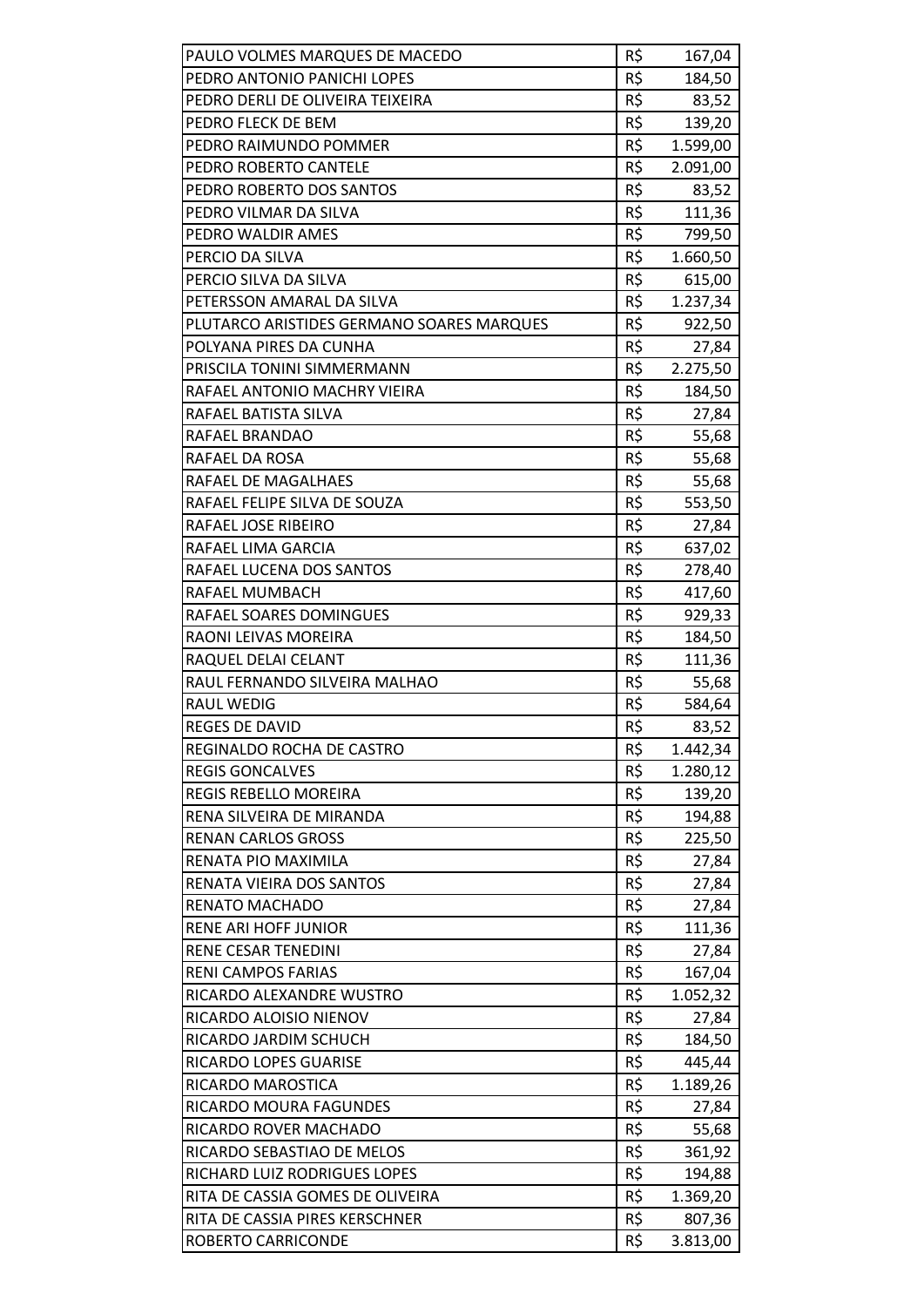| | | |
|---|---|---|
| PAULO VOLMES MARQUES DE MACEDO | R$ | 167,04 |
| PEDRO ANTONIO PANICHI LOPES | R$ | 184,50 |
| PEDRO DERLI DE OLIVEIRA TEIXEIRA | R$ | 83,52 |
| PEDRO FLECK DE BEM | R$ | 139,20 |
| PEDRO RAIMUNDO POMMER | R$ | 1.599,00 |
| PEDRO ROBERTO CANTELE | R$ | 2.091,00 |
| PEDRO ROBERTO DOS SANTOS | R$ | 83,52 |
| PEDRO VILMAR DA SILVA | R$ | 111,36 |
| PEDRO WALDIR AMES | R$ | 799,50 |
| PERCIO DA SILVA | R$ | 1.660,50 |
| PERCIO SILVA DA SILVA | R$ | 615,00 |
| PETERSSON AMARAL DA SILVA | R$ | 1.237,34 |
| PLUTARCO ARISTIDES GERMANO SOARES MARQUES | R$ | 922,50 |
| POLYANA PIRES DA CUNHA | R$ | 27,84 |
| PRISCILA TONINI SIMMERMANN | R$ | 2.275,50 |
| RAFAEL ANTONIO MACHRY VIEIRA | R$ | 184,50 |
| RAFAEL BATISTA SILVA | R$ | 27,84 |
| RAFAEL BRANDAO | R$ | 55,68 |
| RAFAEL DA ROSA | R$ | 55,68 |
| RAFAEL DE MAGALHAES | R$ | 55,68 |
| RAFAEL FELIPE SILVA DE SOUZA | R$ | 553,50 |
| RAFAEL JOSE RIBEIRO | R$ | 27,84 |
| RAFAEL LIMA GARCIA | R$ | 637,02 |
| RAFAEL LUCENA DOS SANTOS | R$ | 278,40 |
| RAFAEL MUMBACH | R$ | 417,60 |
| RAFAEL SOARES DOMINGUES | R$ | 929,33 |
| RAONI LEIVAS MOREIRA | R$ | 184,50 |
| RAQUEL DELAI CELANT | R$ | 111,36 |
| RAUL FERNANDO SILVEIRA MALHAO | R$ | 55,68 |
| RAUL WEDIG | R$ | 584,64 |
| REGES DE DAVID | R$ | 83,52 |
| REGINALDO ROCHA DE CASTRO | R$ | 1.442,34 |
| REGIS GONCALVES | R$ | 1.280,12 |
| REGIS REBELLO MOREIRA | R$ | 139,20 |
| RENA SILVEIRA DE MIRANDA | R$ | 194,88 |
| RENAN CARLOS GROSS | R$ | 225,50 |
| RENATA PIO MAXIMILA | R$ | 27,84 |
| RENATA VIEIRA DOS SANTOS | R$ | 27,84 |
| RENATO MACHADO | R$ | 27,84 |
| RENE ARI HOFF JUNIOR | R$ | 111,36 |
| RENE CESAR TENEDINI | R$ | 27,84 |
| RENI CAMPOS FARIAS | R$ | 167,04 |
| RICARDO ALEXANDRE WUSTRO | R$ | 1.052,32 |
| RICARDO ALOISIO NIENOV | R$ | 27,84 |
| RICARDO JARDIM SCHUCH | R$ | 184,50 |
| RICARDO LOPES GUARISE | R$ | 445,44 |
| RICARDO MAROSTICA | R$ | 1.189,26 |
| RICARDO MOURA FAGUNDES | R$ | 27,84 |
| RICARDO ROVER MACHADO | R$ | 55,68 |
| RICARDO SEBASTIAO DE MELOS | R$ | 361,92 |
| RICHARD LUIZ RODRIGUES LOPES | R$ | 194,88 |
| RITA DE CASSIA GOMES DE OLIVEIRA | R$ | 1.369,20 |
| RITA DE CASSIA PIRES KERSCHNER | R$ | 807,36 |
| ROBERTO CARRICONDE | R$ | 3.813,00 |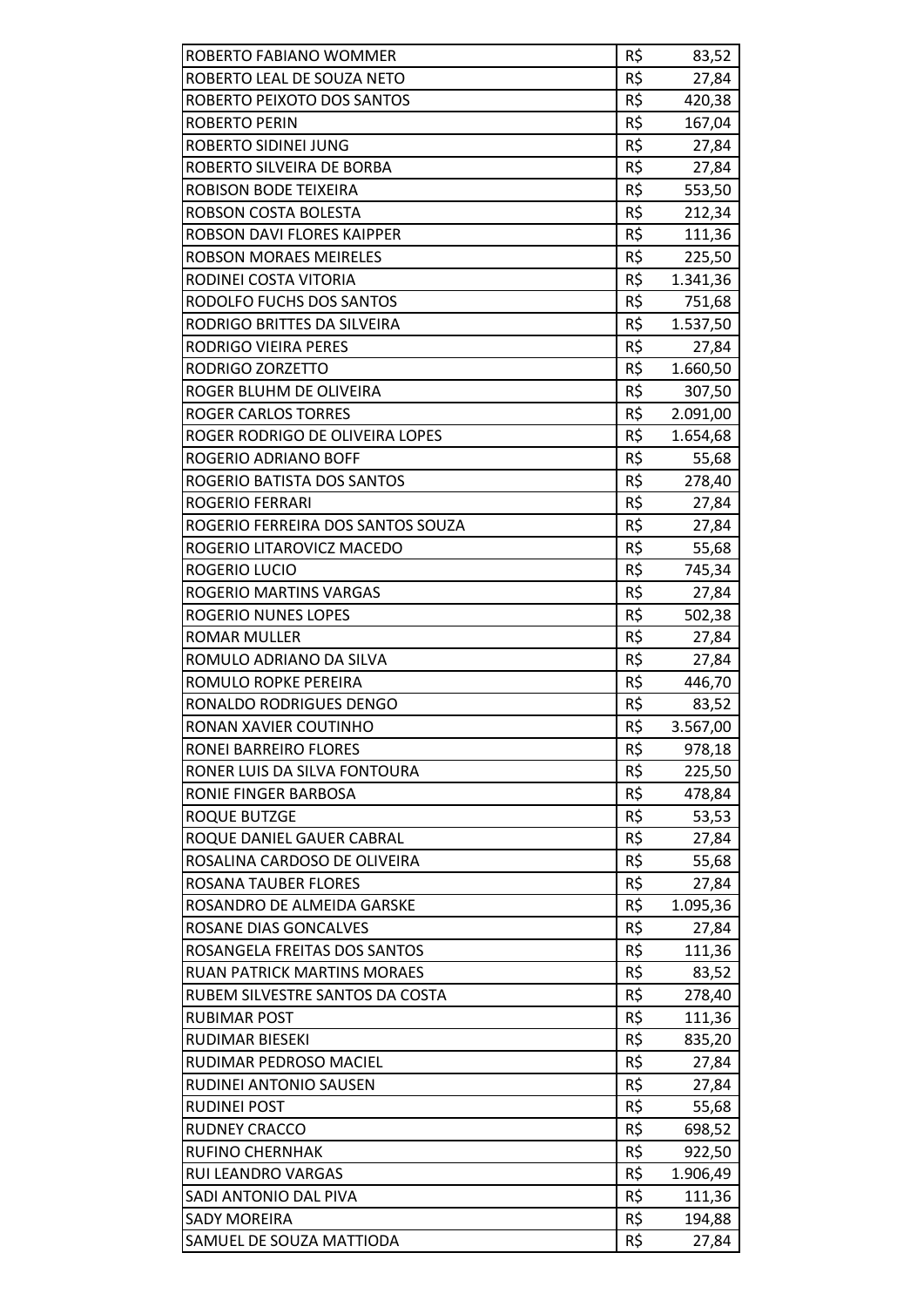| ROBERTO FABIANO WOMMER | R$ | 83,52 |
|---|---|---|
| ROBERTO LEAL DE SOUZA NETO | R$ | 27,84 |
| ROBERTO PEIXOTO DOS SANTOS | R$ | 420,38 |
| ROBERTO PERIN | R$ | 167,04 |
| ROBERTO SIDINEI JUNG | R$ | 27,84 |
| ROBERTO SILVEIRA DE BORBA | R$ | 27,84 |
| ROBISON BODE TEIXEIRA | R$ | 553,50 |
| ROBSON COSTA BOLESTA | R$ | 212,34 |
| ROBSON DAVI FLORES KAIPPER | R$ | 111,36 |
| ROBSON MORAES MEIRELES | R$ | 225,50 |
| RODINEI COSTA VITORIA | R$ | 1.341,36 |
| RODOLFO FUCHS DOS SANTOS | R$ | 751,68 |
| RODRIGO BRITTES DA SILVEIRA | R$ | 1.537,50 |
| RODRIGO VIEIRA PERES | R$ | 27,84 |
| RODRIGO ZORZETTO | R$ | 1.660,50 |
| ROGER BLUHM DE OLIVEIRA | R$ | 307,50 |
| ROGER CARLOS TORRES | R$ | 2.091,00 |
| ROGER RODRIGO DE OLIVEIRA LOPES | R$ | 1.654,68 |
| ROGERIO ADRIANO BOFF | R$ | 55,68 |
| ROGERIO BATISTA DOS SANTOS | R$ | 278,40 |
| ROGERIO FERRARI | R$ | 27,84 |
| ROGERIO FERREIRA DOS SANTOS SOUZA | R$ | 27,84 |
| ROGERIO LITAROVICZ MACEDO | R$ | 55,68 |
| ROGERIO LUCIO | R$ | 745,34 |
| ROGERIO MARTINS VARGAS | R$ | 27,84 |
| ROGERIO NUNES LOPES | R$ | 502,38 |
| ROMAR MULLER | R$ | 27,84 |
| ROMULO ADRIANO DA SILVA | R$ | 27,84 |
| ROMULO ROPKE PEREIRA | R$ | 446,70 |
| RONALDO RODRIGUES DENGO | R$ | 83,52 |
| RONAN XAVIER COUTINHO | R$ | 3.567,00 |
| RONEI BARREIRO FLORES | R$ | 978,18 |
| RONER LUIS DA SILVA FONTOURA | R$ | 225,50 |
| RONIE FINGER BARBOSA | R$ | 478,84 |
| ROQUE BUTZGE | R$ | 53,53 |
| ROQUE DANIEL GAUER CABRAL | R$ | 27,84 |
| ROSALINA CARDOSO DE OLIVEIRA | R$ | 55,68 |
| ROSANA TAUBER FLORES | R$ | 27,84 |
| ROSANDRO DE ALMEIDA GARSKE | R$ | 1.095,36 |
| ROSANE DIAS GONCALVES | R$ | 27,84 |
| ROSANGELA FREITAS DOS SANTOS | R$ | 111,36 |
| RUAN PATRICK MARTINS MORAES | R$ | 83,52 |
| RUBEM SILVESTRE SANTOS DA COSTA | R$ | 278,40 |
| RUBIMAR POST | R$ | 111,36 |
| RUDIMAR BIESEKI | R$ | 835,20 |
| RUDIMAR PEDROSO MACIEL | R$ | 27,84 |
| RUDINEI ANTONIO SAUSEN | R$ | 27,84 |
| RUDINEI POST | R$ | 55,68 |
| RUDNEY CRACCO | R$ | 698,52 |
| RUFINO CHERNHAK | R$ | 922,50 |
| RUI LEANDRO VARGAS | R$ | 1.906,49 |
| SADI ANTONIO DAL PIVA | R$ | 111,36 |
| SADY MOREIRA | R$ | 194,88 |
| SAMUEL DE SOUZA MATTIODA | R$ | 27,84 |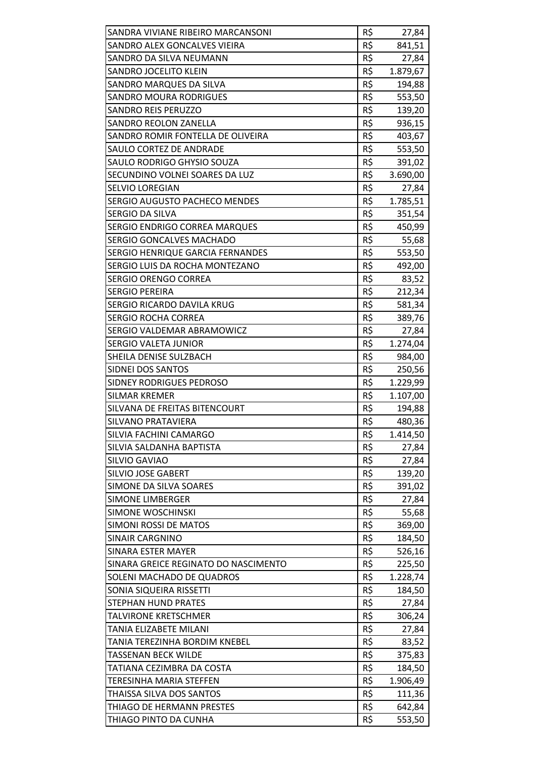| | | |
|---|---|---|
| SANDRA VIVIANE RIBEIRO MARCANSONI | R$ | 27,84 |
| SANDRO ALEX GONCALVES VIEIRA | R$ | 841,51 |
| SANDRO DA SILVA NEUMANN | R$ | 27,84 |
| SANDRO JOCELITO KLEIN | R$ | 1.879,67 |
| SANDRO MARQUES DA SILVA | R$ | 194,88 |
| SANDRO MOURA RODRIGUES | R$ | 553,50 |
| SANDRO REIS PERUZZO | R$ | 139,20 |
| SANDRO REOLON ZANELLA | R$ | 936,15 |
| SANDRO ROMIR FONTELLA DE OLIVEIRA | R$ | 403,67 |
| SAULO CORTEZ DE ANDRADE | R$ | 553,50 |
| SAULO RODRIGO GHYSIO SOUZA | R$ | 391,02 |
| SECUNDINO VOLNEI SOARES DA LUZ | R$ | 3.690,00 |
| SELVIO LOREGIAN | R$ | 27,84 |
| SERGIO AUGUSTO PACHECO MENDES | R$ | 1.785,51 |
| SERGIO DA SILVA | R$ | 351,54 |
| SERGIO ENDRIGO CORREA MARQUES | R$ | 450,99 |
| SERGIO GONCALVES MACHADO | R$ | 55,68 |
| SERGIO HENRIQUE GARCIA FERNANDES | R$ | 553,50 |
| SERGIO LUIS DA ROCHA MONTEZANO | R$ | 492,00 |
| SERGIO ORENGO CORREA | R$ | 83,52 |
| SERGIO PEREIRA | R$ | 212,34 |
| SERGIO RICARDO DAVILA KRUG | R$ | 581,34 |
| SERGIO ROCHA CORREA | R$ | 389,76 |
| SERGIO VALDEMAR ABRAMOWICZ | R$ | 27,84 |
| SERGIO VALETA JUNIOR | R$ | 1.274,04 |
| SHEILA DENISE SULZBACH | R$ | 984,00 |
| SIDNEI DOS SANTOS | R$ | 250,56 |
| SIDNEY RODRIGUES PEDROSO | R$ | 1.229,99 |
| SILMAR KREMER | R$ | 1.107,00 |
| SILVANA DE FREITAS BITENCOURT | R$ | 194,88 |
| SILVANO PRATAVIERA | R$ | 480,36 |
| SILVIA FACHINI CAMARGO | R$ | 1.414,50 |
| SILVIA SALDANHA BAPTISTA | R$ | 27,84 |
| SILVIO GAVIAO | R$ | 27,84 |
| SILVIO JOSE GABERT | R$ | 139,20 |
| SIMONE DA SILVA SOARES | R$ | 391,02 |
| SIMONE LIMBERGER | R$ | 27,84 |
| SIMONE WOSCHINSKI | R$ | 55,68 |
| SIMONI ROSSI DE MATOS | R$ | 369,00 |
| SINAIR CARGNINO | R$ | 184,50 |
| SINARA ESTER MAYER | R$ | 526,16 |
| SINARA GREICE REGINATO DO NASCIMENTO | R$ | 225,50 |
| SOLENI MACHADO DE QUADROS | R$ | 1.228,74 |
| SONIA SIQUEIRA RISSETTI | R$ | 184,50 |
| STEPHAN HUND PRATES | R$ | 27,84 |
| TALVIRONE KRETSCHMER | R$ | 306,24 |
| TANIA ELIZABETE MILANI | R$ | 27,84 |
| TANIA TEREZINHA BORDIM KNEBEL | R$ | 83,52 |
| TASSENAN BECK WILDE | R$ | 375,83 |
| TATIANA CEZIMBRA DA COSTA | R$ | 184,50 |
| TERESINHA MARIA STEFFEN | R$ | 1.906,49 |
| THAISSA SILVA DOS SANTOS | R$ | 111,36 |
| THIAGO DE HERMANN PRESTES | R$ | 642,84 |
| THIAGO PINTO DA CUNHA | R$ | 553,50 |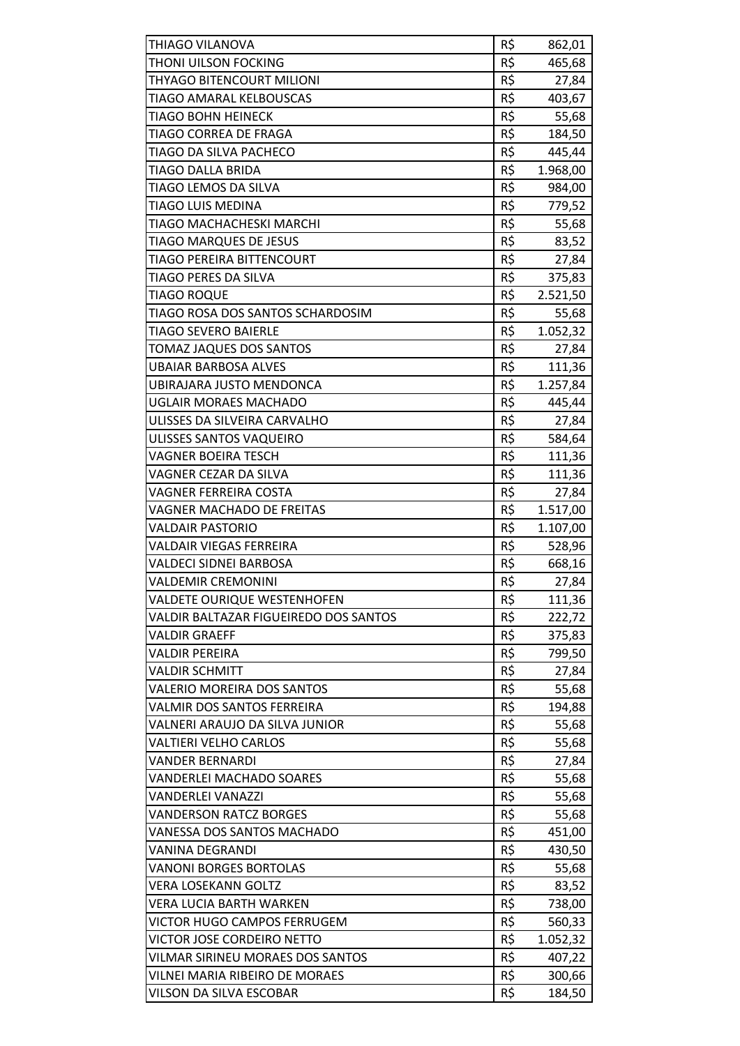| | | |
|---|---|---|
| THIAGO VILANOVA | R$ | 862,01 |
| THONI UILSON FOCKING | R$ | 465,68 |
| THYAGO BITENCOURT MILIONI | R$ | 27,84 |
| TIAGO AMARAL KELBOUSCAS | R$ | 403,67 |
| TIAGO BOHN HEINECK | R$ | 55,68 |
| TIAGO CORREA DE FRAGA | R$ | 184,50 |
| TIAGO DA SILVA PACHECO | R$ | 445,44 |
| TIAGO DALLA BRIDA | R$ | 1.968,00 |
| TIAGO LEMOS DA SILVA | R$ | 984,00 |
| TIAGO LUIS MEDINA | R$ | 779,52 |
| TIAGO MACHACHESKI MARCHI | R$ | 55,68 |
| TIAGO MARQUES DE JESUS | R$ | 83,52 |
| TIAGO PEREIRA BITTENCOURT | R$ | 27,84 |
| TIAGO PERES DA SILVA | R$ | 375,83 |
| TIAGO ROQUE | R$ | 2.521,50 |
| TIAGO ROSA DOS SANTOS SCHARDOSIM | R$ | 55,68 |
| TIAGO SEVERO BAIERLE | R$ | 1.052,32 |
| TOMAZ JAQUES DOS SANTOS | R$ | 27,84 |
| UBAIAR BARBOSA ALVES | R$ | 111,36 |
| UBIRAJARA JUSTO MENDONCA | R$ | 1.257,84 |
| UGLAIR MORAES MACHADO | R$ | 445,44 |
| ULISSES DA SILVEIRA CARVALHO | R$ | 27,84 |
| ULISSES SANTOS VAQUEIRO | R$ | 584,64 |
| VAGNER BOEIRA TESCH | R$ | 111,36 |
| VAGNER CEZAR DA SILVA | R$ | 111,36 |
| VAGNER FERREIRA COSTA | R$ | 27,84 |
| VAGNER MACHADO DE FREITAS | R$ | 1.517,00 |
| VALDAIR PASTORIO | R$ | 1.107,00 |
| VALDAIR VIEGAS FERREIRA | R$ | 528,96 |
| VALDECI SIDNEI BARBOSA | R$ | 668,16 |
| VALDEMIR CREMONINI | R$ | 27,84 |
| VALDETE OURIQUE WESTENHOFEN | R$ | 111,36 |
| VALDIR BALTAZAR FIGUEIREDO DOS SANTOS | R$ | 222,72 |
| VALDIR GRAEFF | R$ | 375,83 |
| VALDIR PEREIRA | R$ | 799,50 |
| VALDIR SCHMITT | R$ | 27,84 |
| VALERIO MOREIRA DOS SANTOS | R$ | 55,68 |
| VALMIR DOS SANTOS FERREIRA | R$ | 194,88 |
| VALNERI ARAUJO DA SILVA JUNIOR | R$ | 55,68 |
| VALTIERI VELHO CARLOS | R$ | 55,68 |
| VANDER BERNARDI | R$ | 27,84 |
| VANDERLEI MACHADO SOARES | R$ | 55,68 |
| VANDERLEI VANAZZI | R$ | 55,68 |
| VANDERSON RATCZ BORGES | R$ | 55,68 |
| VANESSA DOS SANTOS MACHADO | R$ | 451,00 |
| VANINA DEGRANDI | R$ | 430,50 |
| VANONI BORGES BORTOLAS | R$ | 55,68 |
| VERA LOSEKANN GOLTZ | R$ | 83,52 |
| VERA LUCIA BARTH WARKEN | R$ | 738,00 |
| VICTOR HUGO CAMPOS FERRUGEM | R$ | 560,33 |
| VICTOR JOSE CORDEIRO NETTO | R$ | 1.052,32 |
| VILMAR SIRINEU MORAES DOS SANTOS | R$ | 407,22 |
| VILNEI MARIA RIBEIRO DE MORAES | R$ | 300,66 |
| VILSON DA SILVA ESCOBAR | R$ | 184,50 |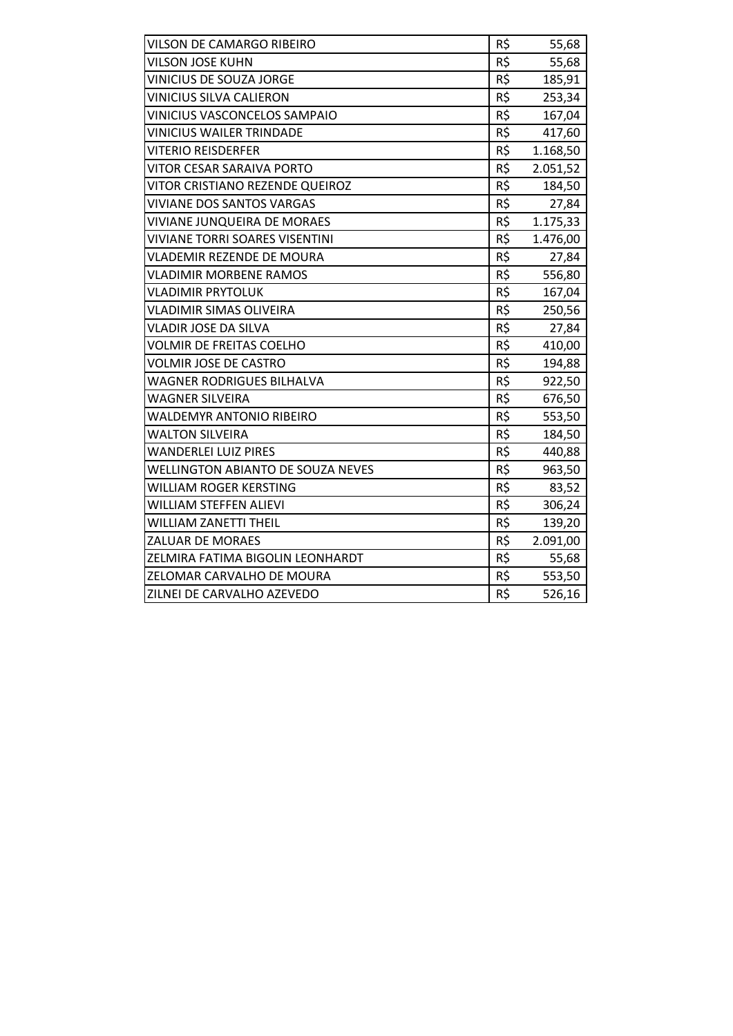| | | |
|---|---|---|
| VILSON DE CAMARGO RIBEIRO | R$ | 55,68 |
| VILSON JOSE KUHN | R$ | 55,68 |
| VINICIUS DE SOUZA JORGE | R$ | 185,91 |
| VINICIUS SILVA CALIERON | R$ | 253,34 |
| VINICIUS VASCONCELOS SAMPAIO | R$ | 167,04 |
| VINICIUS WAILER TRINDADE | R$ | 417,60 |
| VITERIO REISDERFER | R$ | 1.168,50 |
| VITOR CESAR SARAIVA PORTO | R$ | 2.051,52 |
| VITOR CRISTIANO REZENDE QUEIROZ | R$ | 184,50 |
| VIVIANE DOS SANTOS VARGAS | R$ | 27,84 |
| VIVIANE JUNQUEIRA DE MORAES | R$ | 1.175,33 |
| VIVIANE TORRI SOARES VISENTINI | R$ | 1.476,00 |
| VLADEMIR REZENDE DE MOURA | R$ | 27,84 |
| VLADIMIR MORBENE RAMOS | R$ | 556,80 |
| VLADIMIR PRYTOLUK | R$ | 167,04 |
| VLADIMIR SIMAS OLIVEIRA | R$ | 250,56 |
| VLADIR JOSE DA SILVA | R$ | 27,84 |
| VOLMIR DE FREITAS COELHO | R$ | 410,00 |
| VOLMIR JOSE DE CASTRO | R$ | 194,88 |
| WAGNER RODRIGUES BILHALVA | R$ | 922,50 |
| WAGNER SILVEIRA | R$ | 676,50 |
| WALDEMYR ANTONIO RIBEIRO | R$ | 553,50 |
| WALTON SILVEIRA | R$ | 184,50 |
| WANDERLEI LUIZ PIRES | R$ | 440,88 |
| WELLINGTON ABIANTO DE SOUZA NEVES | R$ | 963,50 |
| WILLIAM ROGER KERSTING | R$ | 83,52 |
| WILLIAM STEFFEN ALIEVI | R$ | 306,24 |
| WILLIAM ZANETTI THEIL | R$ | 139,20 |
| ZALUAR DE MORAES | R$ | 2.091,00 |
| ZELMIRA FATIMA BIGOLIN LEONHARDT | R$ | 55,68 |
| ZELOMAR CARVALHO DE MOURA | R$ | 553,50 |
| ZILNEI DE CARVALHO AZEVEDO | R$ | 526,16 |